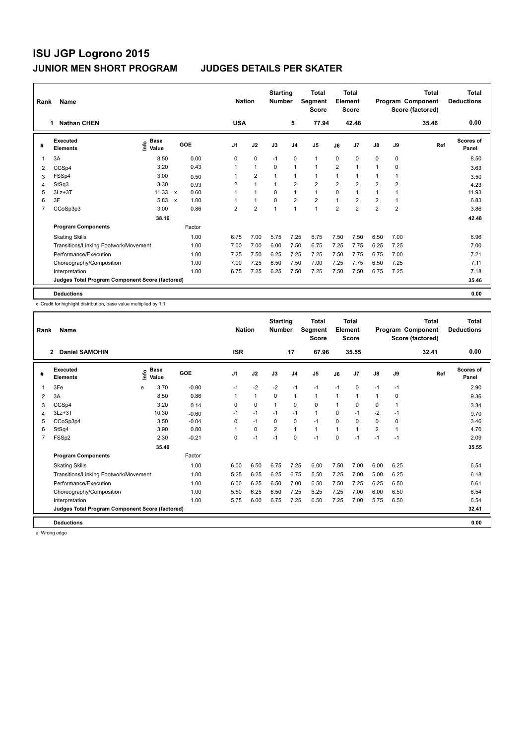# ISU JGP Logrono 2015

## JUNIOR MEN SHORT PROGRAM — JUDGES DETAILS PER SKATER

| Rank | Name | Nation | Starting Number | Total Segment Score | Total Element Score | Total Program Component Score (factored) | Total Deductions |
|---|---|---|---|---|---|---|---|
| 1 | Nathan CHEN | USA | 5 | 77.94 | 42.48 | 35.46 | 0.00 |

| # | Executed Elements | Info | Base Value | | GOE | J1 | J2 | J3 | J4 | J5 | J6 | J7 | J8 | J9 | Ref | Scores of Panel |
|---|---|---|---|---|---|---|---|---|---|---|---|---|---|---|---|---|
| 1 | 3A | | 8.50 | | 0.00 | 0 | 0 | -1 | 0 | 1 | 0 | 0 | 0 | 0 | | 8.50 |
| 2 | CCSp4 | | 3.20 | | 0.43 | 1 | 1 | 0 | 1 | 1 | 2 | 1 | 1 | 0 | | 3.63 |
| 3 | FSSp4 | | 3.00 | | 0.50 | 1 | 2 | 1 | 1 | 1 | 1 | 1 | 1 | 1 | | 3.50 |
| 4 | StSq3 | | 3.30 | | 0.93 | 2 | 1 | 1 | 2 | 2 | 2 | 2 | 2 | 2 | | 4.23 |
| 5 | 3Lz+3T | | 11.33 | x | 0.60 | 1 | 1 | 0 | 1 | 1 | 0 | 1 | 1 | 1 | | 11.93 |
| 6 | 3F | | 5.83 | x | 1.00 | 1 | 1 | 0 | 2 | 2 | 1 | 2 | 2 | 1 | | 6.83 |
| 7 | CCoSp3p3 | | 3.00 | | 0.86 | 2 | 2 | 1 | 1 | 1 | 2 | 2 | 2 | 2 | | 3.86 |
| | | | 38.16 | | | | | | | | | | | | | 42.48 |
| | **Program Components** | | | | Factor | | | | | | | | | | | |
| | Skating Skills | | | | 1.00 | 6.75 | 7.00 | 5.75 | 7.25 | 6.75 | 7.50 | 7.50 | 6.50 | 7.00 | | 6.96 |
| | Transitions/Linking Footwork/Movement | | | | 1.00 | 7.00 | 7.00 | 6.00 | 7.50 | 6.75 | 7.25 | 7.75 | 6.25 | 7.25 | | 7.00 |
| | Performance/Execution | | | | 1.00 | 7.25 | 7.50 | 6.25 | 7.25 | 7.25 | 7.50 | 7.75 | 6.75 | 7.00 | | 7.21 |
| | Choreography/Composition | | | | 1.00 | 7.00 | 7.25 | 6.50 | 7.50 | 7.00 | 7.25 | 7.75 | 6.50 | 7.25 | | 7.11 |
| | Interpretation | | | | 1.00 | 6.75 | 7.25 | 6.25 | 7.50 | 7.25 | 7.50 | 7.50 | 6.75 | 7.25 | | 7.18 |
| | **Judges Total Program Component Score (factored)** | | | | | | | | | | | | | | | 35.46 |
| | **Deductions** | | | | | | | | | | | | | | | 0.00 |

x Credit for highlight distribution, base value multiplied by 1.1

| Rank | Name | Nation | Starting Number | Total Segment Score | Total Element Score | Total Program Component Score (factored) | Total Deductions |
|---|---|---|---|---|---|---|---|
| 2 | Daniel SAMOHIN | ISR | 17 | 67.96 | 35.55 | 32.41 | 0.00 |

| # | Executed Elements | Info | Base Value | GOE | J1 | J2 | J3 | J4 | J5 | J6 | J7 | J8 | J9 | Ref | Scores of Panel |
|---|---|---|---|---|---|---|---|---|---|---|---|---|---|---|---|
| 1 | 3Fe | e | 3.70 | -0.80 | -1 | -2 | -2 | -1 | -1 | -1 | 0 | -1 | -1 | | 2.90 |
| 2 | 3A | | 8.50 | 0.86 | 1 | 1 | 0 | 1 | 1 | 1 | 1 | 1 | 0 | | 9.36 |
| 3 | CCSp4 | | 3.20 | 0.14 | 0 | 0 | 1 | 0 | 0 | 1 | 0 | 0 | 1 | | 3.34 |
| 4 | 3Lz+3T | | 10.30 | -0.60 | -1 | -1 | -1 | -1 | 1 | 0 | -1 | -2 | -1 | | 9.70 |
| 5 | CCoSp3p4 | | 3.50 | -0.04 | 0 | -1 | 0 | 0 | -1 | 0 | 0 | 0 | 0 | | 3.46 |
| 6 | StSq4 | | 3.90 | 0.80 | 1 | 0 | 2 | 1 | 1 | 1 | 1 | 2 | 1 | | 4.70 |
| 7 | FSSp2 | | 2.30 | -0.21 | 0 | -1 | -1 | 0 | -1 | 0 | -1 | -1 | -1 | | 2.09 |
| | | | 35.40 | | | | | | | | | | | | 35.55 |
| | **Program Components** | | | Factor | | | | | | | | | | | |
| | Skating Skills | | | 1.00 | 6.00 | 6.50 | 6.75 | 7.25 | 6.00 | 7.50 | 7.00 | 6.00 | 6.25 | | 6.54 |
| | Transitions/Linking Footwork/Movement | | | 1.00 | 5.25 | 6.25 | 6.25 | 6.75 | 5.50 | 7.25 | 7.00 | 5.00 | 6.25 | | 6.18 |
| | Performance/Execution | | | 1.00 | 6.00 | 6.25 | 6.50 | 7.00 | 6.50 | 7.50 | 7.25 | 6.25 | 6.50 | | 6.61 |
| | Choreography/Composition | | | 1.00 | 5.50 | 6.25 | 6.50 | 7.25 | 6.25 | 7.25 | 7.00 | 6.00 | 6.50 | | 6.54 |
| | Interpretation | | | 1.00 | 5.75 | 6.00 | 6.75 | 7.25 | 6.50 | 7.25 | 7.00 | 5.75 | 6.50 | | 6.54 |
| | **Judges Total Program Component Score (factored)** | | | | | | | | | | | | | | 32.41 |
| | **Deductions** | | | | | | | | | | | | | | 0.00 |

e Wrong edge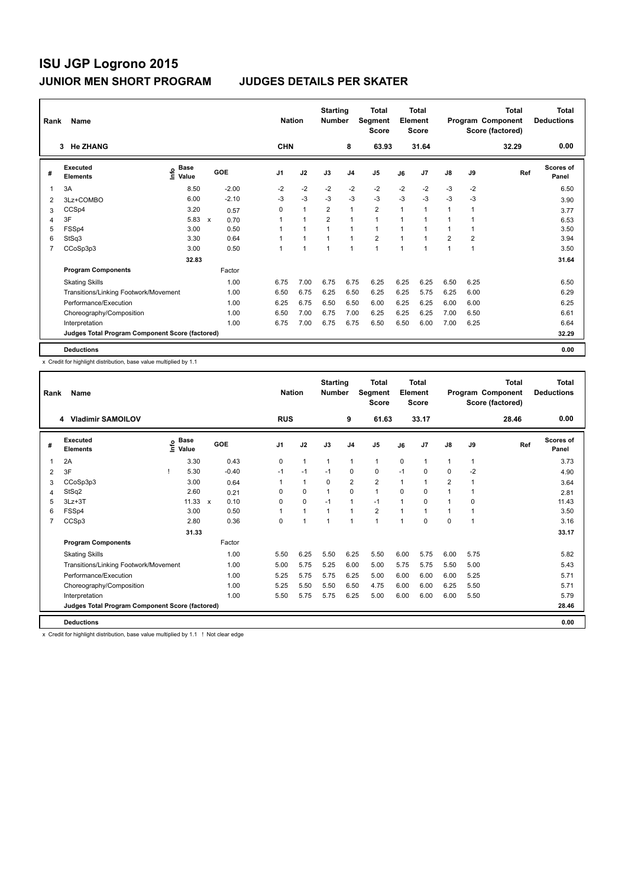# ISU JGP Logrono 2015

## JUNIOR MEN SHORT PROGRAM — JUDGES DETAILS PER SKATER

| Rank | Name | Nation | Starting Number | Total Segment Score | Total Element Score | Total Program Component Score (factored) | Total Deductions |
|---|---|---|---|---|---|---|---|
| 3 | He ZHANG | CHN | 8 | 63.93 | 31.64 | 32.29 | 0.00 |

| # | Executed Elements | Info | Base Value | | GOE | J1 | J2 | J3 | J4 | J5 | J6 | J7 | J8 | J9 | Ref | Scores of Panel |
|---|---|---|---|---|---|---|---|---|---|---|---|---|---|---|---|---|
| 1 | 3A | | 8.50 | | -2.00 | -2 | -2 | -2 | -2 | -2 | -2 | -2 | -3 | -2 | | 6.50 |
| 2 | 3Lz+COMBO | | 6.00 | | -2.10 | -3 | -3 | -3 | -3 | -3 | -3 | -3 | -3 | -3 | | 3.90 |
| 3 | CCSp4 | | 3.20 | | 0.57 | 0 | 1 | 2 | 1 | 2 | 1 | 1 | 1 | 1 | | 3.77 |
| 4 | 3F | | 5.83 | x | 0.70 | 1 | 1 | 2 | 1 | 1 | 1 | 1 | 1 | 1 | | 6.53 |
| 5 | FSSp4 | | 3.00 | | 0.50 | 1 | 1 | 1 | 1 | 1 | 1 | 1 | 1 | 1 | | 3.50 |
| 6 | StSq3 | | 3.30 | | 0.64 | 1 | 1 | 1 | 1 | 2 | 1 | 1 | 2 | 2 | | 3.94 |
| 7 | CCoSp3p3 | | 3.00 | | 0.50 | 1 | 1 | 1 | 1 | 1 | 1 | 1 | 1 | 1 | | 3.50 |
| | | | 32.83 | | | | | | | | | | | | | 31.64 |
| | **Program Components** | | | | Factor | | | | | | | | | | | |
| | Skating Skills | | | | 1.00 | 6.75 | 7.00 | 6.75 | 6.75 | 6.25 | 6.25 | 6.25 | 6.50 | 6.25 | | 6.50 |
| | Transitions/Linking Footwork/Movement | | | | 1.00 | 6.50 | 6.75 | 6.25 | 6.50 | 6.25 | 6.25 | 5.75 | 6.25 | 6.00 | | 6.29 |
| | Performance/Execution | | | | 1.00 | 6.25 | 6.75 | 6.50 | 6.50 | 6.00 | 6.25 | 6.25 | 6.00 | 6.00 | | 6.25 |
| | Choreography/Composition | | | | 1.00 | 6.50 | 7.00 | 6.75 | 7.00 | 6.25 | 6.25 | 6.25 | 7.00 | 6.50 | | 6.61 |
| | Interpretation | | | | 1.00 | 6.75 | 7.00 | 6.75 | 6.75 | 6.50 | 6.50 | 6.00 | 7.00 | 6.25 | | 6.64 |
| | **Judges Total Program Component Score (factored)** | | | | | | | | | | | | | | | 32.29 |
| | **Deductions** | | | | | | | | | | | | | | | 0.00 |

x Credit for highlight distribution, base value multiplied by 1.1

| Rank | Name | Nation | Starting Number | Total Segment Score | Total Element Score | Total Program Component Score (factored) | Total Deductions |
|---|---|---|---|---|---|---|---|
| 4 | Vladimir SAMOILOV | RUS | 9 | 61.63 | 33.17 | 28.46 | 0.00 |

| # | Executed Elements | Info | Base Value | | GOE | J1 | J2 | J3 | J4 | J5 | J6 | J7 | J8 | J9 | Ref | Scores of Panel |
|---|---|---|---|---|---|---|---|---|---|---|---|---|---|---|---|---|
| 1 | 2A | | 3.30 | | 0.43 | 0 | 1 | 1 | 1 | 1 | 0 | 1 | 1 | 1 | | 3.73 |
| 2 | 3F | ! | 5.30 | | -0.40 | -1 | -1 | -1 | 0 | 0 | -1 | 0 | 0 | -2 | | 4.90 |
| 3 | CCoSp3p3 | | 3.00 | | 0.64 | 1 | 1 | 0 | 2 | 2 | 1 | 1 | 2 | 1 | | 3.64 |
| 4 | StSq2 | | 2.60 | | 0.21 | 0 | 0 | 1 | 0 | 1 | 0 | 0 | 1 | 1 | | 2.81 |
| 5 | 3Lz+3T | | 11.33 | x | 0.10 | 0 | 0 | -1 | 1 | -1 | 1 | 0 | 1 | 0 | | 11.43 |
| 6 | FSSp4 | | 3.00 | | 0.50 | 1 | 1 | 1 | 1 | 2 | 1 | 1 | 1 | 1 | | 3.50 |
| 7 | CCSp3 | | 2.80 | | 0.36 | 0 | 1 | 1 | 1 | 1 | 1 | 0 | 0 | 1 | | 3.16 |
| | | | 31.33 | | | | | | | | | | | | | 33.17 |
| | **Program Components** | | | | Factor | | | | | | | | | | | |
| | Skating Skills | | | | 1.00 | 5.50 | 6.25 | 5.50 | 6.25 | 5.50 | 6.00 | 5.75 | 6.00 | 5.75 | | 5.82 |
| | Transitions/Linking Footwork/Movement | | | | 1.00 | 5.00 | 5.75 | 5.25 | 6.00 | 5.00 | 5.75 | 5.75 | 5.50 | 5.00 | | 5.43 |
| | Performance/Execution | | | | 1.00 | 5.25 | 5.75 | 5.75 | 6.25 | 5.00 | 6.00 | 6.00 | 6.00 | 5.25 | | 5.71 |
| | Choreography/Composition | | | | 1.00 | 5.25 | 5.50 | 5.50 | 6.50 | 4.75 | 6.00 | 6.00 | 6.25 | 5.50 | | 5.71 |
| | Interpretation | | | | 1.00 | 5.50 | 5.75 | 5.75 | 6.25 | 5.00 | 6.00 | 6.00 | 6.00 | 5.50 | | 5.79 |
| | **Judges Total Program Component Score (factored)** | | | | | | | | | | | | | | | 28.46 |
| | **Deductions** | | | | | | | | | | | | | | | 0.00 |

x Credit for highlight distribution, base value multiplied by 1.1 ! Not clear edge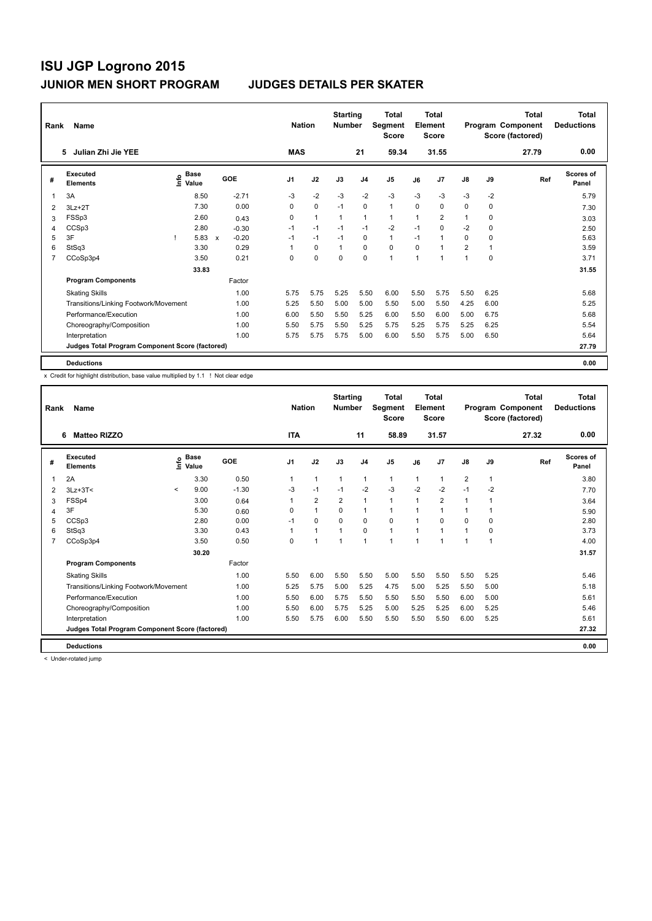# ISU JGP Logrono 2015

## JUNIOR MEN SHORT PROGRAM — JUDGES DETAILS PER SKATER

| Rank | Name | Nation | Starting Number | Total Segment Score | Total Element Score | Total Program Component Score (factored) | Total Deductions |
|---|---|---|---|---|---|---|---|
| 5 | Julian Zhi Jie YEE | MAS | 21 | 59.34 | 31.55 | 27.79 | 0.00 |

| # | Executed Elements | Info | Base Value | | GOE | J1 | J2 | J3 | J4 | J5 | J6 | J7 | J8 | J9 | Ref | Scores of Panel |
|---|---|---|---|---|---|---|---|---|---|---|---|---|---|---|---|---|
| 1 | 3A | | 8.50 | | -2.71 | -3 | -2 | -3 | -2 | -3 | -3 | -3 | -3 | -2 | | 5.79 |
| 2 | 3Lz+2T | | 7.30 | | 0.00 | 0 | 0 | -1 | 0 | 1 | 0 | 0 | 0 | 0 | | 7.30 |
| 3 | FSSp3 | | 2.60 | | 0.43 | 0 | 1 | 1 | 1 | 1 | 1 | 2 | 1 | 0 | | 3.03 |
| 4 | CCSp3 | | 2.80 | | -0.30 | -1 | -1 | -1 | -1 | -2 | -1 | 0 | -2 | 0 | | 2.50 |
| 5 | 3F | ! | 5.83 | x | -0.20 | -1 | -1 | -1 | 0 | 1 | -1 | 1 | 0 | 0 | | 5.63 |
| 6 | StSq3 | | 3.30 | | 0.29 | 1 | 0 | 1 | 0 | 0 | 0 | 1 | 2 | 1 | | 3.59 |
| 7 | CCoSp3p4 | | 3.50 | | 0.21 | 0 | 0 | 0 | 0 | 1 | 1 | 1 | 1 | 0 | | 3.71 |
| | | | 33.83 | | | | | | | | | | | | | 31.55 |
| | **Program Components** | | | | Factor | | | | | | | | | | | |
| | Skating Skills | | | | 1.00 | 5.75 | 5.75 | 5.25 | 5.50 | 6.00 | 5.50 | 5.75 | 5.50 | 6.25 | | 5.68 |
| | Transitions/Linking Footwork/Movement | | | | 1.00 | 5.25 | 5.50 | 5.00 | 5.00 | 5.50 | 5.00 | 5.50 | 4.25 | 6.00 | | 5.25 |
| | Performance/Execution | | | | 1.00 | 6.00 | 5.50 | 5.50 | 5.25 | 6.00 | 5.50 | 6.00 | 5.00 | 6.75 | | 5.68 |
| | Choreography/Composition | | | | 1.00 | 5.50 | 5.75 | 5.50 | 5.25 | 5.75 | 5.25 | 5.75 | 5.25 | 6.25 | | 5.54 |
| | Interpretation | | | | 1.00 | 5.75 | 5.75 | 5.75 | 5.00 | 6.00 | 5.50 | 5.75 | 5.00 | 6.50 | | 5.64 |
| | **Judges Total Program Component Score (factored)** | | | | | | | | | | | | | | | 27.79 |
| | **Deductions** | | | | | | | | | | | | | | | 0.00 |

x Credit for highlight distribution, base value multiplied by 1.1 ! Not clear edge

| Rank | Name | Nation | Starting Number | Total Segment Score | Total Element Score | Total Program Component Score (factored) | Total Deductions |
|---|---|---|---|---|---|---|---|
| 6 | Matteo RIZZO | ITA | 11 | 58.89 | 31.57 | 27.32 | 0.00 |

| # | Executed Elements | Info | Base Value | GOE | J1 | J2 | J3 | J4 | J5 | J6 | J7 | J8 | J9 | Ref | Scores of Panel |
|---|---|---|---|---|---|---|---|---|---|---|---|---|---|---|---|
| 1 | 2A | | 3.30 | 0.50 | 1 | 1 | 1 | 1 | 1 | 1 | 1 | 2 | 1 | | 3.80 |
| 2 | 3Lz+3T< | < | 9.00 | -1.30 | -3 | -1 | -1 | -2 | -3 | -2 | -2 | -1 | -2 | | 7.70 |
| 3 | FSSp4 | | 3.00 | 0.64 | 1 | 2 | 2 | 1 | 1 | 1 | 2 | 1 | 1 | | 3.64 |
| 4 | 3F | | 5.30 | 0.60 | 0 | 1 | 0 | 1 | 1 | 1 | 1 | 1 | 1 | | 5.90 |
| 5 | CCSp3 | | 2.80 | 0.00 | -1 | 0 | 0 | 0 | 0 | 1 | 0 | 0 | 0 | | 2.80 |
| 6 | StSq3 | | 3.30 | 0.43 | 1 | 1 | 1 | 0 | 1 | 1 | 1 | 1 | 0 | | 3.73 |
| 7 | CCoSp3p4 | | 3.50 | 0.50 | 0 | 1 | 1 | 1 | 1 | 1 | 1 | 1 | 1 | | 4.00 |
| | | | 30.20 | | | | | | | | | | | | 31.57 |
| | **Program Components** | | | Factor | | | | | | | | | | | |
| | Skating Skills | | | 1.00 | 5.50 | 6.00 | 5.50 | 5.50 | 5.00 | 5.50 | 5.50 | 5.50 | 5.25 | | 5.46 |
| | Transitions/Linking Footwork/Movement | | | 1.00 | 5.25 | 5.75 | 5.00 | 5.25 | 4.75 | 5.00 | 5.25 | 5.50 | 5.00 | | 5.18 |
| | Performance/Execution | | | 1.00 | 5.50 | 6.00 | 5.75 | 5.50 | 5.50 | 5.50 | 5.50 | 6.00 | 5.00 | | 5.61 |
| | Choreography/Composition | | | 1.00 | 5.50 | 6.00 | 5.75 | 5.25 | 5.00 | 5.25 | 5.25 | 6.00 | 5.25 | | 5.46 |
| | Interpretation | | | 1.00 | 5.50 | 5.75 | 6.00 | 5.50 | 5.50 | 5.50 | 5.50 | 6.00 | 5.25 | | 5.61 |
| | **Judges Total Program Component Score (factored)** | | | | | | | | | | | | | | 27.32 |
| | **Deductions** | | | | | | | | | | | | | | 0.00 |

< Under-rotated jump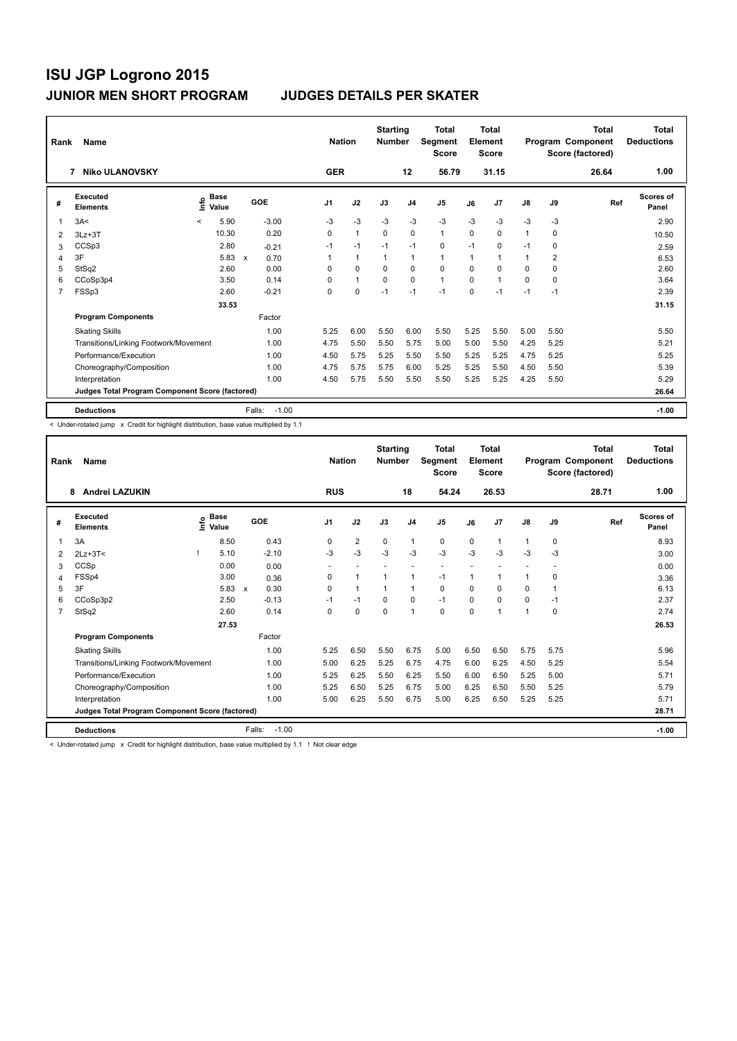# ISU JGP Logrono 2015

## JUNIOR MEN SHORT PROGRAM — JUDGES DETAILS PER SKATER

| Rank | Name | Nation | Starting Number | Total Segment Score | Total Element Score | Total Program Component Score (factored) | Total Deductions |
|---|---|---|---|---|---|---|---|
| 7 | Niko ULANOVSKY | GER | 12 | 56.79 | 31.15 | 26.64 | 1.00 |

| # | Executed Elements | Info | Base Value | | GOE | J1 | J2 | J3 | J4 | J5 | J6 | J7 | J8 | J9 | Ref | Scores of Panel |
|---|---|---|---|---|---|---|---|---|---|---|---|---|---|---|---|---|
| 1 | 3A< | < | 5.90 | | -3.00 | -3 | -3 | -3 | -3 | -3 | -3 | -3 | -3 | -3 | | 2.90 |
| 2 | 3Lz+3T | | 10.30 | | 0.20 | 0 | 1 | 0 | 0 | 1 | 0 | 0 | 1 | 0 | | 10.50 |
| 3 | CCSp3 | | 2.80 | | -0.21 | -1 | -1 | -1 | -1 | 0 | -1 | 0 | -1 | 0 | | 2.59 |
| 4 | 3F | | 5.83 | x | 0.70 | 1 | 1 | 1 | 1 | 1 | 1 | 1 | 1 | 2 | | 6.53 |
| 5 | StSq2 | | 2.60 | | 0.00 | 0 | 0 | 0 | 0 | 0 | 0 | 0 | 0 | 0 | | 2.60 |
| 6 | CCoSp3p4 | | 3.50 | | 0.14 | 0 | 1 | 0 | 0 | 1 | 0 | 1 | 0 | 0 | | 3.64 |
| 7 | FSSp3 | | 2.60 | | -0.21 | 0 | 0 | -1 | -1 | -1 | 0 | -1 | -1 | -1 | | 2.39 |
| | | | 33.53 | | | | | | | | | | | | | 31.15 |
| | **Program Components** | | | | Factor | | | | | | | | | | | |
| | Skating Skills | | | | 1.00 | 5.25 | 6.00 | 5.50 | 6.00 | 5.50 | 5.25 | 5.50 | 5.00 | 5.50 | | 5.50 |
| | Transitions/Linking Footwork/Movement | | | | 1.00 | 4.75 | 5.50 | 5.50 | 5.75 | 5.00 | 5.00 | 5.50 | 4.25 | 5.25 | | 5.21 |
| | Performance/Execution | | | | 1.00 | 4.50 | 5.75 | 5.25 | 5.50 | 5.50 | 5.25 | 5.25 | 4.75 | 5.25 | | 5.25 |
| | Choreography/Composition | | | | 1.00 | 4.75 | 5.75 | 5.75 | 6.00 | 5.25 | 5.25 | 5.50 | 4.50 | 5.50 | | 5.39 |
| | Interpretation | | | | 1.00 | 4.50 | 5.75 | 5.50 | 5.50 | 5.50 | 5.25 | 5.25 | 4.25 | 5.50 | | 5.29 |
| | **Judges Total Program Component Score (factored)** | | | | | | | | | | | | | | | 26.64 |
| | **Deductions** | | | | Falls: -1.00 | | | | | | | | | | | -1.00 |

< Under-rotated jump x Credit for highlight distribution, base value multiplied by 1.1

| Rank | Name | Nation | Starting Number | Total Segment Score | Total Element Score | Total Program Component Score (factored) | Total Deductions |
|---|---|---|---|---|---|---|---|
| 8 | Andrei LAZUKIN | RUS | 18 | 54.24 | 26.53 | 28.71 | 1.00 |

| # | Executed Elements | Info | Base Value | | GOE | J1 | J2 | J3 | J4 | J5 | J6 | J7 | J8 | J9 | Ref | Scores of Panel |
|---|---|---|---|---|---|---|---|---|---|---|---|---|---|---|---|---|
| 1 | 3A | | 8.50 | | 0.43 | 0 | 2 | 0 | 1 | 0 | 0 | 1 | 1 | 0 | | 8.93 |
| 2 | 2Lz+3T< | ! | 5.10 | | -2.10 | -3 | -3 | -3 | -3 | -3 | -3 | -3 | -3 | -3 | | 3.00 |
| 3 | CCSp | | 0.00 | | 0.00 | - | - | - | - | - | - | - | - | - | | 0.00 |
| 4 | FSSp4 | | 3.00 | | 0.36 | 0 | 1 | 1 | 1 | -1 | 1 | 1 | 1 | 0 | | 3.36 |
| 5 | 3F | | 5.83 | x | 0.30 | 0 | 1 | 1 | 1 | 0 | 0 | 0 | 0 | 1 | | 6.13 |
| 6 | CCoSp3p2 | | 2.50 | | -0.13 | -1 | -1 | 0 | 0 | -1 | 0 | 0 | 0 | -1 | | 2.37 |
| 7 | StSq2 | | 2.60 | | 0.14 | 0 | 0 | 0 | 1 | 0 | 0 | 1 | 1 | 0 | | 2.74 |
| | | | 27.53 | | | | | | | | | | | | | 26.53 |
| | **Program Components** | | | | Factor | | | | | | | | | | | |
| | Skating Skills | | | | 1.00 | 5.25 | 6.50 | 5.50 | 6.75 | 5.00 | 6.50 | 6.50 | 5.75 | 5.75 | | 5.96 |
| | Transitions/Linking Footwork/Movement | | | | 1.00 | 5.00 | 6.25 | 5.25 | 6.75 | 4.75 | 6.00 | 6.25 | 4.50 | 5.25 | | 5.54 |
| | Performance/Execution | | | | 1.00 | 5.25 | 6.25 | 5.50 | 6.25 | 5.50 | 6.00 | 6.50 | 5.25 | 5.00 | | 5.71 |
| | Choreography/Composition | | | | 1.00 | 5.25 | 6.50 | 5.25 | 6.75 | 5.00 | 6.25 | 6.50 | 5.50 | 5.25 | | 5.79 |
| | Interpretation | | | | 1.00 | 5.00 | 6.25 | 5.50 | 6.75 | 5.00 | 6.25 | 6.50 | 5.25 | 5.25 | | 5.71 |
| | **Judges Total Program Component Score (factored)** | | | | | | | | | | | | | | | 28.71 |
| | **Deductions** | | | | Falls: -1.00 | | | | | | | | | | | -1.00 |

< Under-rotated jump x Credit for highlight distribution, base value multiplied by 1.1 ! Not clear edge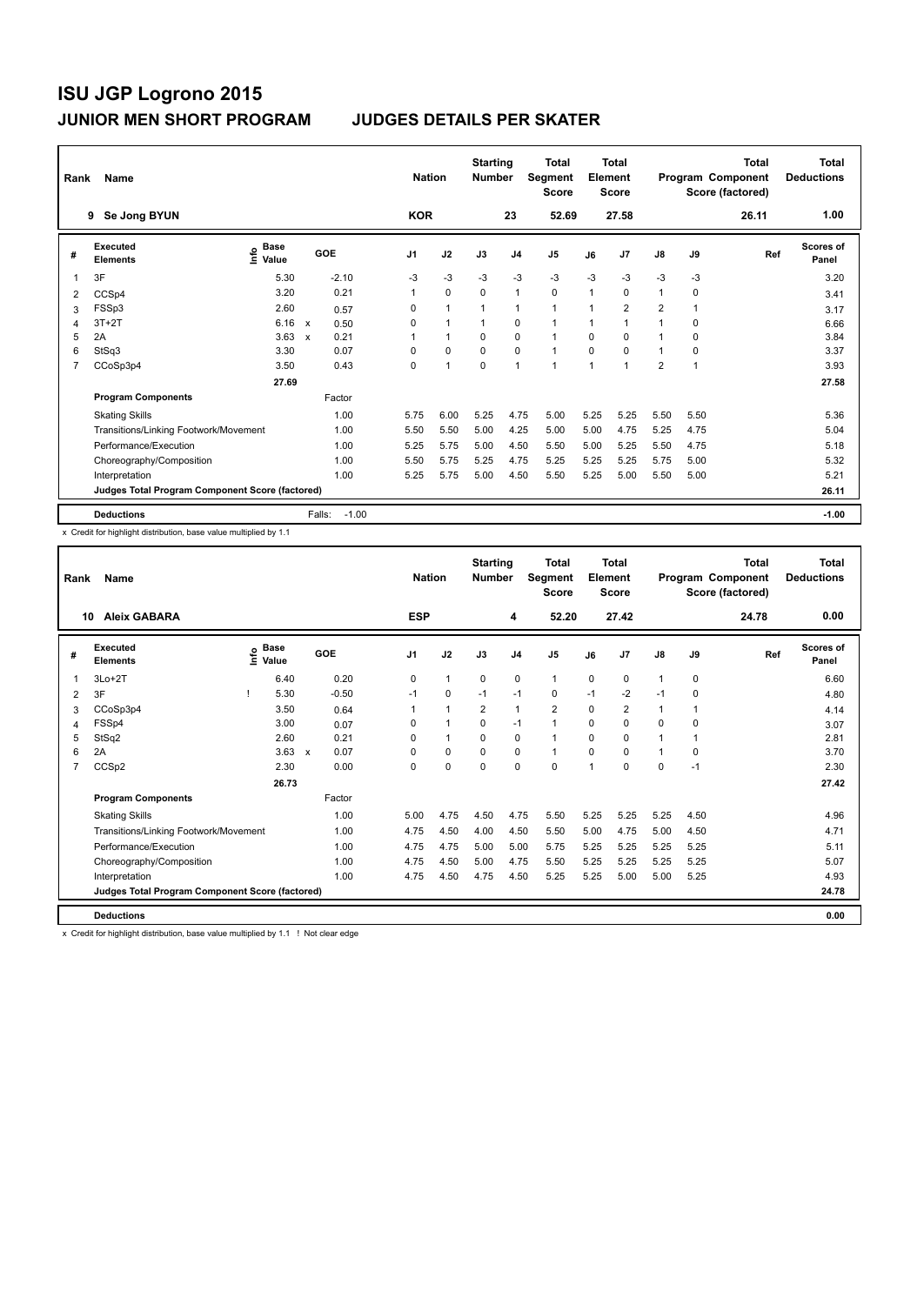# ISU JGP Logrono 2015

## JUNIOR MEN SHORT PROGRAM — JUDGES DETAILS PER SKATER

| Rank | Name | Nation | Starting Number | Total Segment Score | Total Element Score | Total Program Component Score (factored) | Total Deductions |
|---|---|---|---|---|---|---|---|
| 9 | Se Jong BYUN | KOR | 23 | 52.69 | 27.58 | 26.11 | 1.00 |

| # | Executed Elements | Info | Base Value | | GOE | J1 | J2 | J3 | J4 | J5 | J6 | J7 | J8 | J9 | Ref | Scores of Panel |
|---|---|---|---|---|---|---|---|---|---|---|---|---|---|---|---|---|
| 1 | 3F | | 5.30 | | -2.10 | -3 | -3 | -3 | -3 | -3 | -3 | -3 | -3 | -3 | | 3.20 |
| 2 | CCSp4 | | 3.20 | | 0.21 | 1 | 0 | 0 | 1 | 0 | 1 | 0 | 1 | 0 | | 3.41 |
| 3 | FSSp3 | | 2.60 | | 0.57 | 0 | 1 | 1 | 1 | 1 | 1 | 2 | 2 | 1 | | 3.17 |
| 4 | 3T+2T | | 6.16 | x | 0.50 | 0 | 1 | 1 | 0 | 1 | 1 | 1 | 1 | 0 | | 6.66 |
| 5 | 2A | | 3.63 | x | 0.21 | 1 | 1 | 0 | 0 | 1 | 0 | 0 | 1 | 0 | | 3.84 |
| 6 | StSq3 | | 3.30 | | 0.07 | 0 | 0 | 0 | 0 | 1 | 0 | 0 | 1 | 0 | | 3.37 |
| 7 | CCoSp3p4 | | 3.50 | | 0.43 | 0 | 1 | 0 | 1 | 1 | 1 | 1 | 2 | 1 | | 3.93 |
| | | | 27.69 | | | | | | | | | | | | | 27.58 |
| | **Program Components** | | | | Factor | | | | | | | | | | | |
| | Skating Skills | | | | 1.00 | 5.75 | 6.00 | 5.25 | 4.75 | 5.00 | 5.25 | 5.25 | 5.50 | 5.50 | | 5.36 |
| | Transitions/Linking Footwork/Movement | | | | 1.00 | 5.50 | 5.50 | 5.00 | 4.25 | 5.00 | 5.00 | 4.75 | 5.25 | 4.75 | | 5.04 |
| | Performance/Execution | | | | 1.00 | 5.25 | 5.75 | 5.00 | 4.50 | 5.50 | 5.00 | 5.25 | 5.50 | 4.75 | | 5.18 |
| | Choreography/Composition | | | | 1.00 | 5.50 | 5.75 | 5.25 | 4.75 | 5.25 | 5.25 | 5.25 | 5.75 | 5.00 | | 5.32 |
| | Interpretation | | | | 1.00 | 5.25 | 5.75 | 5.00 | 4.50 | 5.50 | 5.25 | 5.00 | 5.50 | 5.00 | | 5.21 |
| | **Judges Total Program Component Score (factored)** | | | | | | | | | | | | | | | 26.11 |
| | **Deductions** | | | | Falls: -1.00 | | | | | | | | | | | -1.00 |

x Credit for highlight distribution, base value multiplied by 1.1

| Rank | Name | Nation | Starting Number | Total Segment Score | Total Element Score | Total Program Component Score (factored) | Total Deductions |
|---|---|---|---|---|---|---|---|
| 10 | Aleix GABARA | ESP | 4 | 52.20 | 27.42 | 24.78 | 0.00 |

| # | Executed Elements | Info | Base Value | | GOE | J1 | J2 | J3 | J4 | J5 | J6 | J7 | J8 | J9 | Ref | Scores of Panel |
|---|---|---|---|---|---|---|---|---|---|---|---|---|---|---|---|---|
| 1 | 3Lo+2T | | 6.40 | | 0.20 | 0 | 1 | 0 | 0 | 1 | 0 | 0 | 1 | 0 | | 6.60 |
| 2 | 3F | ! | 5.30 | | -0.50 | -1 | 0 | -1 | -1 | 0 | -1 | -2 | -1 | 0 | | 4.80 |
| 3 | CCoSp3p4 | | 3.50 | | 0.64 | 1 | 1 | 2 | 1 | 2 | 0 | 2 | 1 | 1 | | 4.14 |
| 4 | FSSp4 | | 3.00 | | 0.07 | 0 | 1 | 0 | -1 | 1 | 0 | 0 | 0 | 0 | | 3.07 |
| 5 | StSq2 | | 2.60 | | 0.21 | 0 | 1 | 0 | 0 | 1 | 0 | 0 | 1 | 1 | | 2.81 |
| 6 | 2A | | 3.63 | x | 0.07 | 0 | 0 | 0 | 0 | 1 | 0 | 0 | 1 | 0 | | 3.70 |
| 7 | CCSp2 | | 2.30 | | 0.00 | 0 | 0 | 0 | 0 | 0 | 1 | 0 | 0 | -1 | | 2.30 |
| | | | 26.73 | | | | | | | | | | | | | 27.42 |
| | **Program Components** | | | | Factor | | | | | | | | | | | |
| | Skating Skills | | | | 1.00 | 5.00 | 4.75 | 4.50 | 4.75 | 5.50 | 5.25 | 5.25 | 5.25 | 4.50 | | 4.96 |
| | Transitions/Linking Footwork/Movement | | | | 1.00 | 4.75 | 4.50 | 4.00 | 4.50 | 5.50 | 5.00 | 4.75 | 5.00 | 4.50 | | 4.71 |
| | Performance/Execution | | | | 1.00 | 4.75 | 4.75 | 5.00 | 5.00 | 5.75 | 5.25 | 5.25 | 5.25 | 5.25 | | 5.11 |
| | Choreography/Composition | | | | 1.00 | 4.75 | 4.50 | 5.00 | 4.75 | 5.50 | 5.25 | 5.25 | 5.25 | 5.25 | | 5.07 |
| | Interpretation | | | | 1.00 | 4.75 | 4.50 | 4.75 | 4.50 | 5.25 | 5.25 | 5.00 | 5.00 | 5.25 | | 4.93 |
| | **Judges Total Program Component Score (factored)** | | | | | | | | | | | | | | | 24.78 |
| | **Deductions** | | | | | | | | | | | | | | | 0.00 |

x Credit for highlight distribution, base value multiplied by 1.1 ! Not clear edge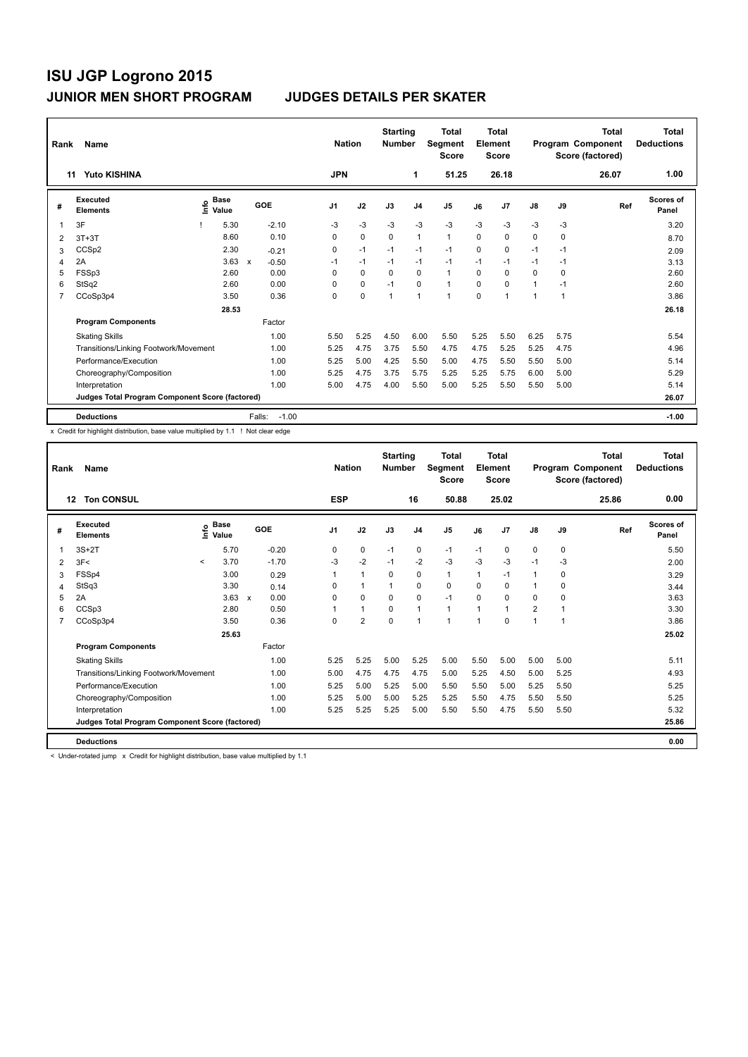# ISU JGP Logrono 2015

## JUNIOR MEN SHORT PROGRAM — JUDGES DETAILS PER SKATER

| Rank | Name | Nation | Starting Number | Total Segment Score | Total Element Score | Total Program Component Score (factored) | Total Deductions |
|---|---|---|---|---|---|---|---|
| 11 | Yuto KISHINA | JPN | 1 | 51.25 | 26.18 | 26.07 | 1.00 |

| # | Executed Elements | Info | Base Value | | GOE | J1 | J2 | J3 | J4 | J5 | J6 | J7 | J8 | J9 | Ref | Scores of Panel |
|---|---|---|---|---|---|---|---|---|---|---|---|---|---|---|---|---|
| 1 | 3F | ! | 5.30 | | -2.10 | -3 | -3 | -3 | -3 | -3 | -3 | -3 | -3 | -3 | | 3.20 |
| 2 | 3T+3T | | 8.60 | | 0.10 | 0 | 0 | 0 | 1 | 1 | 0 | 0 | 0 | 0 | | 8.70 |
| 3 | CCSp2 | | 2.30 | | -0.21 | 0 | -1 | -1 | -1 | -1 | 0 | 0 | -1 | -1 | | 2.09 |
| 4 | 2A | | 3.63 | x | -0.50 | -1 | -1 | -1 | -1 | -1 | -1 | -1 | -1 | -1 | | 3.13 |
| 5 | FSSp3 | | 2.60 | | 0.00 | 0 | 0 | 0 | 0 | 1 | 0 | 0 | 0 | 0 | | 2.60 |
| 6 | StSq2 | | 2.60 | | 0.00 | 0 | 0 | -1 | 0 | 1 | 0 | 0 | 1 | -1 | | 2.60 |
| 7 | CCoSp3p4 | | 3.50 | | 0.36 | 0 | 0 | 1 | 1 | 1 | 0 | 1 | 1 | 1 | | 3.86 |
| | | | 28.53 | | | | | | | | | | | | | 26.18 |
| | **Program Components** | | | | Factor | | | | | | | | | | | |
| | Skating Skills | | | | 1.00 | 5.50 | 5.25 | 4.50 | 6.00 | 5.50 | 5.25 | 5.50 | 6.25 | 5.75 | | 5.54 |
| | Transitions/Linking Footwork/Movement | | | | 1.00 | 5.25 | 4.75 | 3.75 | 5.50 | 4.75 | 4.75 | 5.25 | 5.25 | 4.75 | | 4.96 |
| | Performance/Execution | | | | 1.00 | 5.25 | 5.00 | 4.25 | 5.50 | 5.00 | 4.75 | 5.50 | 5.50 | 5.00 | | 5.14 |
| | Choreography/Composition | | | | 1.00 | 5.25 | 4.75 | 3.75 | 5.75 | 5.25 | 5.25 | 5.75 | 6.00 | 5.00 | | 5.29 |
| | Interpretation | | | | 1.00 | 5.00 | 4.75 | 4.00 | 5.50 | 5.00 | 5.25 | 5.50 | 5.50 | 5.00 | | 5.14 |
| | Judges Total Program Component Score (factored) | | | | | | | | | | | | | | | 26.07 |
| | **Deductions** | | | | Falls: -1.00 | | | | | | | | | | | -1.00 |

x Credit for highlight distribution, base value multiplied by 1.1 ! Not clear edge

| Rank | Name | Nation | Starting Number | Total Segment Score | Total Element Score | Total Program Component Score (factored) | Total Deductions |
|---|---|---|---|---|---|---|---|
| 12 | Ton CONSUL | ESP | 16 | 50.88 | 25.02 | 25.86 | 0.00 |

| # | Executed Elements | Info | Base Value | | GOE | J1 | J2 | J3 | J4 | J5 | J6 | J7 | J8 | J9 | Ref | Scores of Panel |
|---|---|---|---|---|---|---|---|---|---|---|---|---|---|---|---|---|
| 1 | 3S+2T | | 5.70 | | -0.20 | 0 | 0 | -1 | 0 | -1 | -1 | 0 | 0 | 0 | | 5.50 |
| 2 | 3F< | < | 3.70 | | -1.70 | -3 | -2 | -1 | -2 | -3 | -3 | -3 | -1 | -3 | | 2.00 |
| 3 | FSSp4 | | 3.00 | | 0.29 | 1 | 1 | 0 | 0 | 1 | 1 | -1 | 1 | 0 | | 3.29 |
| 4 | StSq3 | | 3.30 | | 0.14 | 0 | 1 | 1 | 0 | 0 | 0 | 0 | 1 | 0 | | 3.44 |
| 5 | 2A | | 3.63 | x | 0.00 | 0 | 0 | 0 | 0 | -1 | 0 | 0 | 0 | 0 | | 3.63 |
| 6 | CCSp3 | | 2.80 | | 0.50 | 1 | 1 | 0 | 1 | 1 | 1 | 1 | 2 | 1 | | 3.30 |
| 7 | CCoSp3p4 | | 3.50 | | 0.36 | 0 | 2 | 0 | 1 | 1 | 1 | 0 | 1 | 1 | | 3.86 |
| | | | 25.63 | | | | | | | | | | | | | 25.02 |
| | **Program Components** | | | | Factor | | | | | | | | | | | |
| | Skating Skills | | | | 1.00 | 5.25 | 5.25 | 5.00 | 5.25 | 5.00 | 5.50 | 5.00 | 5.00 | 5.00 | | 5.11 |
| | Transitions/Linking Footwork/Movement | | | | 1.00 | 5.00 | 4.75 | 4.75 | 4.75 | 5.00 | 5.25 | 4.50 | 5.00 | 5.25 | | 4.93 |
| | Performance/Execution | | | | 1.00 | 5.25 | 5.00 | 5.25 | 5.00 | 5.50 | 5.50 | 5.00 | 5.25 | 5.50 | | 5.25 |
| | Choreography/Composition | | | | 1.00 | 5.25 | 5.00 | 5.00 | 5.25 | 5.25 | 5.50 | 4.75 | 5.50 | 5.50 | | 5.25 |
| | Interpretation | | | | 1.00 | 5.25 | 5.25 | 5.25 | 5.00 | 5.50 | 5.50 | 4.75 | 5.50 | 5.50 | | 5.32 |
| | Judges Total Program Component Score (factored) | | | | | | | | | | | | | | | 25.86 |
| | **Deductions** | | | | | | | | | | | | | | | 0.00 |

< Under-rotated jump x Credit for highlight distribution, base value multiplied by 1.1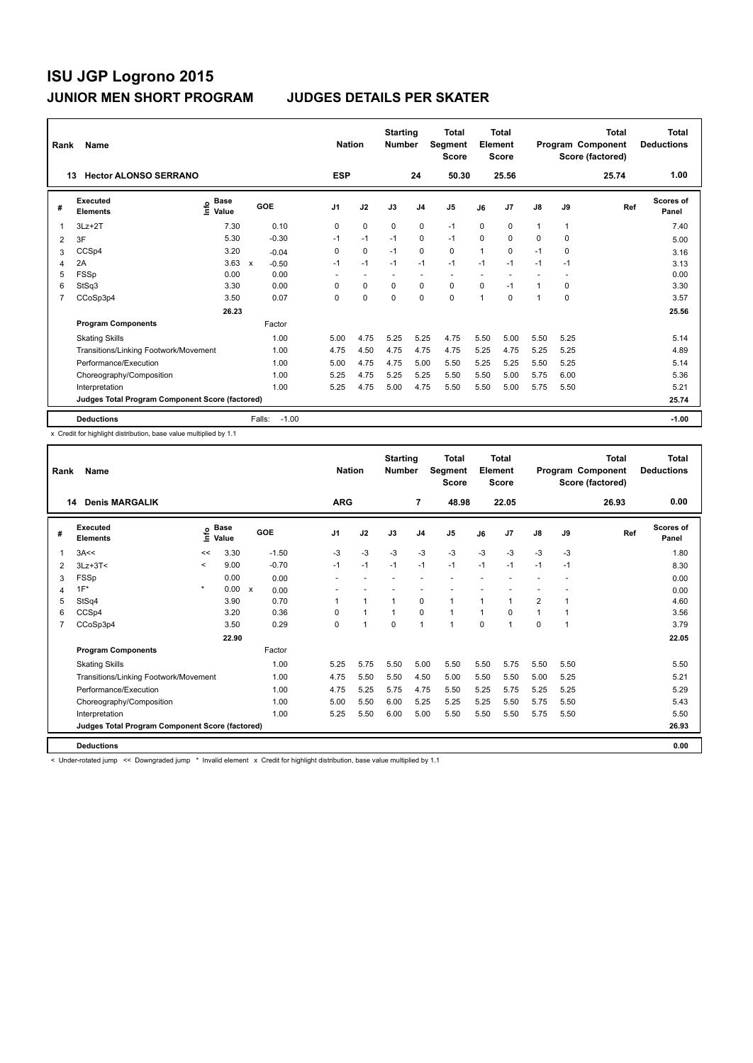# ISU JGP Logrono 2015

## JUNIOR MEN SHORT PROGRAM — JUDGES DETAILS PER SKATER

| Rank | Name | Nation | Starting Number | Total Segment Score | Total Element Score | Total Program Component Score (factored) | Total Deductions |
|---|---|---|---|---|---|---|---|
| 13 | Hector ALONSO SERRANO | ESP | 24 | 50.30 | 25.56 | 25.74 | 1.00 |

| # | Executed Elements | Info | Base Value | | GOE | J1 | J2 | J3 | J4 | J5 | J6 | J7 | J8 | J9 | Ref | Scores of Panel |
|---|---|---|---|---|---|---|---|---|---|---|---|---|---|---|---|---|
| 1 | 3Lz+2T | | 7.30 | | 0.10 | 0 | 0 | 0 | 0 | -1 | 0 | 0 | 1 | 1 | | 7.40 |
| 2 | 3F | | 5.30 | | -0.30 | -1 | -1 | -1 | 0 | -1 | 0 | 0 | 0 | 0 | | 5.00 |
| 3 | CCSp4 | | 3.20 | | -0.04 | 0 | 0 | -1 | 0 | 0 | 1 | 0 | -1 | 0 | | 3.16 |
| 4 | 2A | | 3.63 | x | -0.50 | -1 | -1 | -1 | -1 | -1 | -1 | -1 | -1 | -1 | | 3.13 |
| 5 | FSSp | | 0.00 | | 0.00 | - | - | - | - | - | - | - | - | - | | 0.00 |
| 6 | StSq3 | | 3.30 | | 0.00 | 0 | 0 | 0 | 0 | 0 | 0 | -1 | 1 | 0 | | 3.30 |
| 7 | CCoSp3p4 | | 3.50 | | 0.07 | 0 | 0 | 0 | 0 | 0 | 1 | 0 | 1 | 0 | | 3.57 |
| | | | 26.23 | | | | | | | | | | | | | 25.56 |

| Program Components | Factor | J1 | J2 | J3 | J4 | J5 | J6 | J7 | J8 | J9 | Ref | Scores of Panel |
|---|---|---|---|---|---|---|---|---|---|---|---|---|
| Skating Skills | 1.00 | 5.00 | 4.75 | 5.25 | 5.25 | 4.75 | 5.50 | 5.00 | 5.50 | 5.25 | | 5.14 |
| Transitions/Linking Footwork/Movement | 1.00 | 4.75 | 4.50 | 4.75 | 4.75 | 4.75 | 5.25 | 4.75 | 5.25 | 5.25 | | 4.89 |
| Performance/Execution | 1.00 | 5.00 | 4.75 | 4.75 | 5.00 | 5.50 | 5.25 | 5.25 | 5.50 | 5.25 | | 5.14 |
| Choreography/Composition | 1.00 | 5.25 | 4.75 | 5.25 | 5.25 | 5.50 | 5.50 | 5.00 | 5.75 | 6.00 | | 5.36 |
| Interpretation | 1.00 | 5.25 | 4.75 | 5.00 | 4.75 | 5.50 | 5.50 | 5.00 | 5.75 | 5.50 | | 5.21 |
| Judges Total Program Component Score (factored) | | | | | | | | | | | | 25.74 |

**Deductions** Falls: -1.00 — **-1.00**

x Credit for highlight distribution, base value multiplied by 1.1

| Rank | Name | Nation | Starting Number | Total Segment Score | Total Element Score | Total Program Component Score (factored) | Total Deductions |
|---|---|---|---|---|---|---|---|
| 14 | Denis MARGALIK | ARG | 7 | 48.98 | 22.05 | 26.93 | 0.00 |

| # | Executed Elements | Info | Base Value | | GOE | J1 | J2 | J3 | J4 | J5 | J6 | J7 | J8 | J9 | Ref | Scores of Panel |
|---|---|---|---|---|---|---|---|---|---|---|---|---|---|---|---|---|
| 1 | 3A<< | << | 3.30 | | -1.50 | -3 | -3 | -3 | -3 | -3 | -3 | -3 | -3 | -3 | | 1.80 |
| 2 | 3Lz+3T< | < | 9.00 | | -0.70 | -1 | -1 | -1 | -1 | -1 | -1 | -1 | -1 | -1 | | 8.30 |
| 3 | FSSp | | 0.00 | | 0.00 | - | - | - | - | - | - | - | - | - | | 0.00 |
| 4 | 1F* | * | 0.00 | x | 0.00 | - | - | - | - | - | - | - | - | - | | 0.00 |
| 5 | StSq4 | | 3.90 | | 0.70 | 1 | 1 | 1 | 0 | 1 | 1 | 1 | 2 | 1 | | 4.60 |
| 6 | CCSp4 | | 3.20 | | 0.36 | 0 | 1 | 1 | 0 | 1 | 1 | 0 | 1 | 1 | | 3.56 |
| 7 | CCoSp3p4 | | 3.50 | | 0.29 | 0 | 1 | 0 | 1 | 1 | 0 | 1 | 0 | 1 | | 3.79 |
| | | | 22.90 | | | | | | | | | | | | | 22.05 |

| Program Components | Factor | J1 | J2 | J3 | J4 | J5 | J6 | J7 | J8 | J9 | Ref | Scores of Panel |
|---|---|---|---|---|---|---|---|---|---|---|---|---|
| Skating Skills | 1.00 | 5.25 | 5.75 | 5.50 | 5.00 | 5.50 | 5.50 | 5.75 | 5.50 | 5.50 | | 5.50 |
| Transitions/Linking Footwork/Movement | 1.00 | 4.75 | 5.50 | 5.50 | 4.50 | 5.00 | 5.50 | 5.50 | 5.00 | 5.25 | | 5.21 |
| Performance/Execution | 1.00 | 4.75 | 5.25 | 5.75 | 4.75 | 5.50 | 5.25 | 5.75 | 5.25 | 5.25 | | 5.29 |
| Choreography/Composition | 1.00 | 5.00 | 5.50 | 6.00 | 5.25 | 5.25 | 5.25 | 5.50 | 5.75 | 5.50 | | 5.43 |
| Interpretation | 1.00 | 5.25 | 5.50 | 6.00 | 5.00 | 5.50 | 5.50 | 5.50 | 5.75 | 5.50 | | 5.50 |
| Judges Total Program Component Score (factored) | | | | | | | | | | | | 26.93 |

**Deductions** — **0.00**

< Under-rotated jump << Downgraded jump * Invalid element x Credit for highlight distribution, base value multiplied by 1.1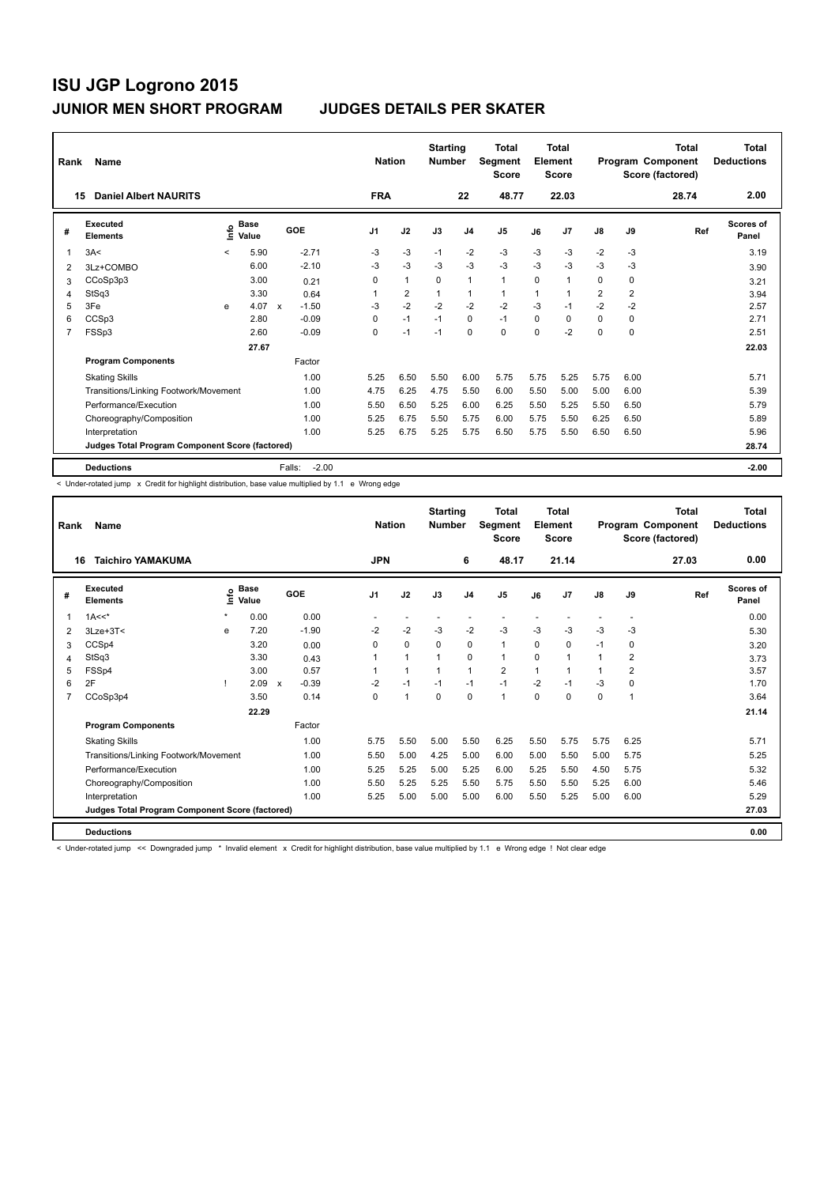# ISU JGP Logrono 2015

## JUNIOR MEN SHORT PROGRAM — JUDGES DETAILS PER SKATER

| Rank | Name | Nation | Starting Number | Total Segment Score | Total Element Score | Total Program Component Score (factored) | Total Deductions |
|---|---|---|---|---|---|---|---|
| 15 | Daniel Albert NAURITS | FRA | 22 | 48.77 | 22.03 | 28.74 | 2.00 |

| # | Executed Elements | Info | Base Value | | GOE | J1 | J2 | J3 | J4 | J5 | J6 | J7 | J8 | J9 | Ref | Scores of Panel |
|---|---|---|---|---|---|---|---|---|---|---|---|---|---|---|---|---|
| 1 | 3A< | < | 5.90 | | -2.71 | -3 | -3 | -1 | -2 | -3 | -3 | -3 | -2 | -3 | | 3.19 |
| 2 | 3Lz+COMBO | | 6.00 | | -2.10 | -3 | -3 | -3 | -3 | -3 | -3 | -3 | -3 | -3 | | 3.90 |
| 3 | CCoSp3p3 | | 3.00 | | 0.21 | 0 | 1 | 0 | 1 | 1 | 0 | 1 | 0 | 0 | | 3.21 |
| 4 | StSq3 | | 3.30 | | 0.64 | 1 | 2 | 1 | 1 | 1 | 1 | 1 | 2 | 2 | | 3.94 |
| 5 | 3Fe | e | 4.07 | x | -1.50 | -3 | -2 | -2 | -2 | -2 | -3 | -1 | -2 | -2 | | 2.57 |
| 6 | CCSp3 | | 2.80 | | -0.09 | 0 | -1 | -1 | 0 | -1 | 0 | 0 | 0 | 0 | | 2.71 |
| 7 | FSSp3 | | 2.60 | | -0.09 | 0 | -1 | -1 | 0 | 0 | 0 | -2 | 0 | 0 | | 2.51 |
| | | | 27.67 | | | | | | | | | | | | | 22.03 |
| | **Program Components** | | | | Factor | | | | | | | | | | | |
| | Skating Skills | | | | 1.00 | 5.25 | 6.50 | 5.50 | 6.00 | 5.75 | 5.75 | 5.25 | 5.75 | 6.00 | | 5.71 |
| | Transitions/Linking Footwork/Movement | | | | 1.00 | 4.75 | 6.25 | 4.75 | 5.50 | 6.00 | 5.50 | 5.00 | 5.00 | 6.00 | | 5.39 |
| | Performance/Execution | | | | 1.00 | 5.50 | 6.50 | 5.25 | 6.00 | 6.25 | 5.50 | 5.25 | 5.50 | 6.50 | | 5.79 |
| | Choreography/Composition | | | | 1.00 | 5.25 | 6.75 | 5.50 | 5.75 | 6.00 | 5.75 | 5.50 | 6.25 | 6.50 | | 5.89 |
| | Interpretation | | | | 1.00 | 5.25 | 6.75 | 5.25 | 5.75 | 6.50 | 5.75 | 5.50 | 6.50 | 6.50 | | 5.96 |
| | **Judges Total Program Component Score (factored)** | | | | | | | | | | | | | | | 28.74 |
| | **Deductions** | | | | Falls: -2.00 | | | | | | | | | | | -2.00 |

< Under-rotated jump x Credit for highlight distribution, base value multiplied by 1.1 e Wrong edge

| Rank | Name | Nation | Starting Number | Total Segment Score | Total Element Score | Total Program Component Score (factored) | Total Deductions |
|---|---|---|---|---|---|---|---|
| 16 | Taichiro YAMAKUMA | JPN | 6 | 48.17 | 21.14 | 27.03 | 0.00 |

| # | Executed Elements | Info | Base Value | | GOE | J1 | J2 | J3 | J4 | J5 | J6 | J7 | J8 | J9 | Ref | Scores of Panel |
|---|---|---|---|---|---|---|---|---|---|---|---|---|---|---|---|---|
| 1 | 1A<<* | * | 0.00 | | 0.00 | - | - | - | - | - | - | - | - | - | | 0.00 |
| 2 | 3Lze+3T< | e | 7.20 | | -1.90 | -2 | -2 | -3 | -2 | -3 | -3 | -3 | -3 | -3 | | 5.30 |
| 3 | CCSp4 | | 3.20 | | 0.00 | 0 | 0 | 0 | 0 | 1 | 0 | 0 | -1 | 0 | | 3.20 |
| 4 | StSq3 | | 3.30 | | 0.43 | 1 | 1 | 1 | 0 | 1 | 0 | 1 | 1 | 2 | | 3.73 |
| 5 | FSSp4 | | 3.00 | | 0.57 | 1 | 1 | 1 | 1 | 2 | 1 | 1 | 1 | 2 | | 3.57 |
| 6 | 2F | ! | 2.09 | x | -0.39 | -2 | -1 | -1 | -1 | -1 | -2 | -1 | -3 | 0 | | 1.70 |
| 7 | CCoSp3p4 | | 3.50 | | 0.14 | 0 | 1 | 0 | 0 | 1 | 0 | 0 | 0 | 1 | | 3.64 |
| | | | 22.29 | | | | | | | | | | | | | 21.14 |
| | **Program Components** | | | | Factor | | | | | | | | | | | |
| | Skating Skills | | | | 1.00 | 5.75 | 5.50 | 5.00 | 5.50 | 6.25 | 5.50 | 5.75 | 5.75 | 6.25 | | 5.71 |
| | Transitions/Linking Footwork/Movement | | | | 1.00 | 5.50 | 5.00 | 4.25 | 5.00 | 6.00 | 5.00 | 5.50 | 5.00 | 5.75 | | 5.25 |
| | Performance/Execution | | | | 1.00 | 5.25 | 5.25 | 5.00 | 5.25 | 6.00 | 5.25 | 5.50 | 4.50 | 5.75 | | 5.32 |
| | Choreography/Composition | | | | 1.00 | 5.50 | 5.25 | 5.25 | 5.50 | 5.75 | 5.50 | 5.50 | 5.25 | 6.00 | | 5.46 |
| | Interpretation | | | | 1.00 | 5.25 | 5.00 | 5.00 | 5.00 | 6.00 | 5.50 | 5.25 | 5.00 | 6.00 | | 5.29 |
| | **Judges Total Program Component Score (factored)** | | | | | | | | | | | | | | | 27.03 |
| | **Deductions** | | | | | | | | | | | | | | | 0.00 |

< Under-rotated jump << Downgraded jump * Invalid element x Credit for highlight distribution, base value multiplied by 1.1 e Wrong edge ! Not clear edge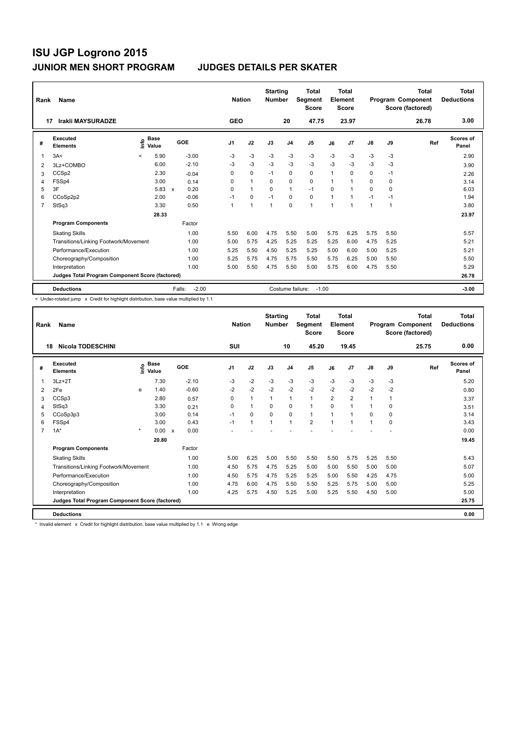# ISU JGP Logrono 2015

## JUNIOR MEN SHORT PROGRAM JUDGES DETAILS PER SKATER

| Rank | Name | Nation | Starting Number | Total Segment Score | Total Element Score | Total Program Component Score (factored) | Total Deductions |
|---|---|---|---|---|---|---|---|
| 17 | Irakli MAYSURADZE | GEO | 20 | 47.75 | 23.97 | 26.78 | 3.00 |

| # | Executed Elements | Info | Base Value | | GOE | J1 | J2 | J3 | J4 | J5 | J6 | J7 | J8 | J9 | Ref | Scores of Panel |
|---|---|---|---|---|---|---|---|---|---|---|---|---|---|---|---|---|
| 1 | 3A< | < | 5.90 | | -3.00 | -3 | -3 | -3 | -3 | -3 | -3 | -3 | -3 | -3 | | 2.90 |
| 2 | 3Lz+COMBO | | 6.00 | | -2.10 | -3 | -3 | -3 | -3 | -3 | -3 | -3 | -3 | -3 | | 3.90 |
| 3 | CCSp2 | | 2.30 | | -0.04 | 0 | 0 | -1 | 0 | 0 | 1 | 0 | 0 | -1 | | 2.26 |
| 4 | FSSp4 | | 3.00 | | 0.14 | 0 | 1 | 0 | 0 | 0 | 1 | 1 | 0 | 0 | | 3.14 |
| 5 | 3F | | 5.83 | x | 0.20 | 0 | 1 | 0 | 1 | -1 | 0 | 1 | 0 | 0 | | 6.03 |
| 6 | CCoSp2p2 | | 2.00 | | -0.06 | -1 | 0 | -1 | 0 | 0 | 1 | 1 | -1 | -1 | | 1.94 |
| 7 | StSq3 | | 3.30 | | 0.50 | 1 | 1 | 1 | 0 | 1 | 1 | 1 | 1 | 1 | | 3.80 |
| | | | 28.33 | | | | | | | | | | | | | 23.97 |
| | **Program Components** | | | | Factor | | | | | | | | | | | |
| | Skating Skills | | | | 1.00 | 5.50 | 6.00 | 4.75 | 5.50 | 5.00 | 5.75 | 6.25 | 5.75 | 5.50 | | 5.57 |
| | Transitions/Linking Footwork/Movement | | | | 1.00 | 5.00 | 5.75 | 4.25 | 5.25 | 5.25 | 5.25 | 6.00 | 4.75 | 5.25 | | 5.21 |
| | Performance/Execution | | | | 1.00 | 5.25 | 5.50 | 4.50 | 5.25 | 5.25 | 5.00 | 6.00 | 5.00 | 5.25 | | 5.21 |
| | Choreography/Composition | | | | 1.00 | 5.25 | 5.75 | 4.75 | 5.75 | 5.50 | 5.75 | 6.25 | 5.00 | 5.50 | | 5.50 |
| | Interpretation | | | | 1.00 | 5.00 | 5.50 | 4.75 | 5.50 | 5.00 | 5.75 | 6.00 | 4.75 | 5.50 | | 5.29 |
| | **Judges Total Program Component Score (factored)** | | | | | | | | | | | | | | | 26.78 |
| | **Deductions** | | | | Falls: -2.00 | | | | Costume failure: -1.00 | | | | | | | -3.00 |

< Under-rotated jump x Credit for highlight distribution, base value multiplied by 1.1

| Rank | Name | Nation | Starting Number | Total Segment Score | Total Element Score | Total Program Component Score (factored) | Total Deductions |
|---|---|---|---|---|---|---|---|
| 18 | Nicola TODESCHINI | SUI | 10 | 45.20 | 19.45 | 25.75 | 0.00 |

| # | Executed Elements | Info | Base Value | | GOE | J1 | J2 | J3 | J4 | J5 | J6 | J7 | J8 | J9 | Ref | Scores of Panel |
|---|---|---|---|---|---|---|---|---|---|---|---|---|---|---|---|---|
| 1 | 3Lz+2T | | 7.30 | | -2.10 | -3 | -2 | -3 | -3 | -3 | -3 | -3 | -3 | -3 | | 5.20 |
| 2 | 2Fe | e | 1.40 | | -0.60 | -2 | -2 | -2 | -2 | -2 | -2 | -2 | -2 | -2 | | 0.80 |
| 3 | CCSp3 | | 2.80 | | 0.57 | 0 | 1 | 1 | 1 | 1 | 2 | 2 | 1 | 1 | | 3.37 |
| 4 | StSq3 | | 3.30 | | 0.21 | 0 | 1 | 0 | 0 | 1 | 0 | 1 | 1 | 0 | | 3.51 |
| 5 | CCoSp3p3 | | 3.00 | | 0.14 | -1 | 0 | 0 | 0 | 1 | 1 | 1 | 0 | 0 | | 3.14 |
| 6 | FSSp4 | | 3.00 | | 0.43 | -1 | 1 | 1 | 1 | 2 | 1 | 1 | 1 | 0 | | 3.43 |
| 7 | 1A* | * | 0.00 | x | 0.00 | - | - | - | - | - | - | - | - | - | | 0.00 |
| | | | 20.80 | | | | | | | | | | | | | 19.45 |
| | **Program Components** | | | | Factor | | | | | | | | | | | |
| | Skating Skills | | | | 1.00 | 5.00 | 6.25 | 5.00 | 5.50 | 5.50 | 5.50 | 5.75 | 5.25 | 5.50 | | 5.43 |
| | Transitions/Linking Footwork/Movement | | | | 1.00 | 4.50 | 5.75 | 4.75 | 5.25 | 5.00 | 5.00 | 5.50 | 5.00 | 5.00 | | 5.07 |
| | Performance/Execution | | | | 1.00 | 4.50 | 5.75 | 4.75 | 5.25 | 5.25 | 5.00 | 5.50 | 4.25 | 4.75 | | 5.00 |
| | Choreography/Composition | | | | 1.00 | 4.75 | 6.00 | 4.75 | 5.50 | 5.50 | 5.25 | 5.75 | 5.00 | 5.00 | | 5.25 |
| | Interpretation | | | | 1.00 | 4.25 | 5.75 | 4.50 | 5.25 | 5.00 | 5.25 | 5.50 | 4.50 | 5.00 | | 5.00 |
| | **Judges Total Program Component Score (factored)** | | | | | | | | | | | | | | | 25.75 |
| | **Deductions** | | | | | | | | | | | | | | | 0.00 |

* Invalid element x Credit for highlight distribution, base value multiplied by 1.1 e Wrong edge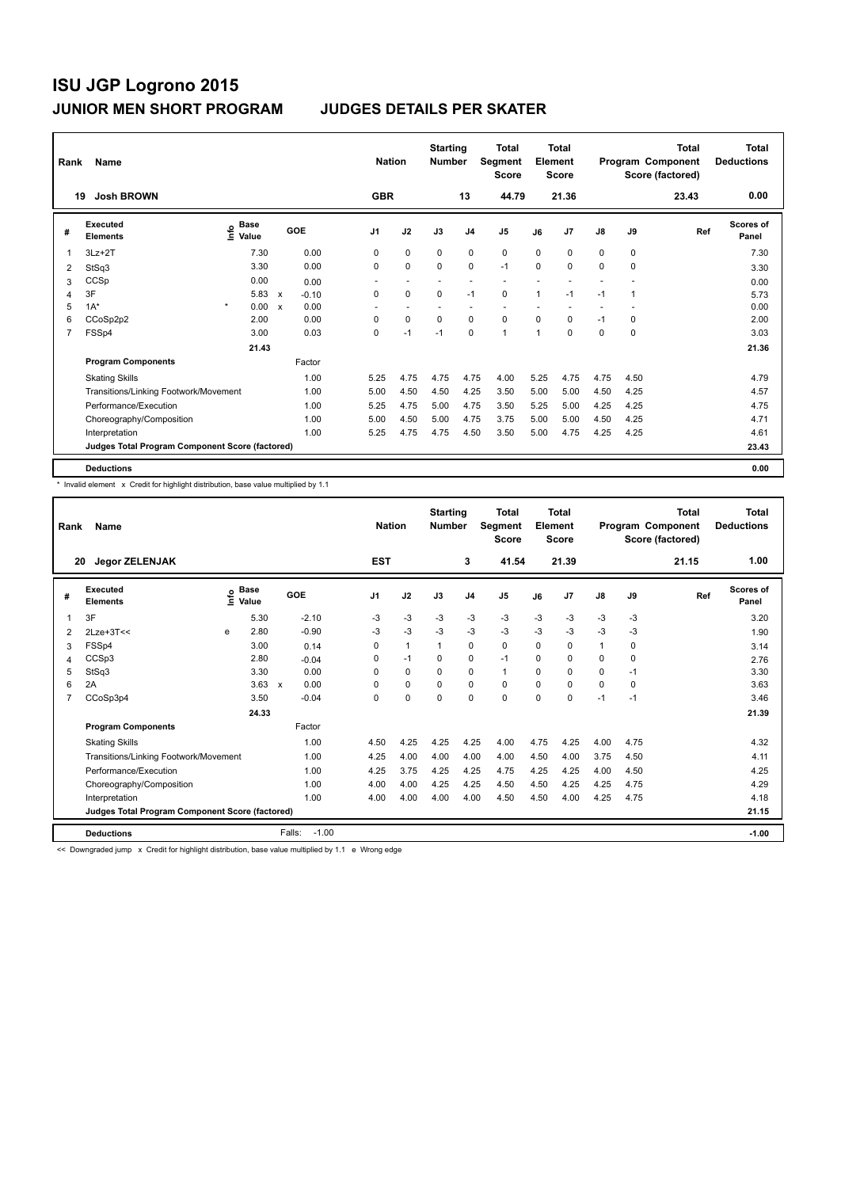# ISU JGP Logrono 2015

## JUNIOR MEN SHORT PROGRAM — JUDGES DETAILS PER SKATER

| Rank | Name | Nation | Starting Number | Total Segment Score | Total Element Score | Total Program Component Score (factored) | Total Deductions |
|---|---|---|---|---|---|---|---|
| 19 | Josh BROWN | GBR | 13 | 44.79 | 21.36 | 23.43 | 0.00 |

| # | Executed Elements | Info | Base Value | | GOE | J1 | J2 | J3 | J4 | J5 | J6 | J7 | J8 | J9 | Ref | Scores of Panel |
|---|---|---|---|---|---|---|---|---|---|---|---|---|---|---|---|---|
| 1 | 3Lz+2T | | 7.30 | | 0.00 | 0 | 0 | 0 | 0 | 0 | 0 | 0 | 0 | 0 | | 7.30 |
| 2 | StSq3 | | 3.30 | | 0.00 | 0 | 0 | 0 | 0 | -1 | 0 | 0 | 0 | 0 | | 3.30 |
| 3 | CCSp | | 0.00 | | 0.00 | - | - | - | - | - | - | - | - | - | | 0.00 |
| 4 | 3F | | 5.83 | x | -0.10 | 0 | 0 | 0 | -1 | 0 | 1 | -1 | -1 | 1 | | 5.73 |
| 5 | 1A* | * | 0.00 | x | 0.00 | - | - | - | - | - | - | - | - | - | | 0.00 |
| 6 | CCoSp2p2 | | 2.00 | | 0.00 | 0 | 0 | 0 | 0 | 0 | 0 | 0 | -1 | 0 | | 2.00 |
| 7 | FSSp4 | | 3.00 | | 0.03 | 0 | -1 | -1 | 0 | 1 | 1 | 0 | 0 | 0 | | 3.03 |
| | | | 21.43 | | | | | | | | | | | | | 21.36 |

| Program Components | Factor | J1 | J2 | J3 | J4 | J5 | J6 | J7 | J8 | J9 | Scores of Panel |
|---|---|---|---|---|---|---|---|---|---|---|---|
| Skating Skills | 1.00 | 5.25 | 4.75 | 4.75 | 4.75 | 4.00 | 5.25 | 4.75 | 4.75 | 4.50 | 4.79 |
| Transitions/Linking Footwork/Movement | 1.00 | 5.00 | 4.50 | 4.50 | 4.25 | 3.50 | 5.00 | 5.00 | 4.50 | 4.25 | 4.57 |
| Performance/Execution | 1.00 | 5.25 | 4.75 | 5.00 | 4.75 | 3.50 | 5.25 | 5.00 | 4.25 | 4.25 | 4.75 |
| Choreography/Composition | 1.00 | 5.00 | 4.50 | 5.00 | 4.75 | 3.75 | 5.00 | 5.00 | 4.50 | 4.25 | 4.71 |
| Interpretation | 1.00 | 5.25 | 4.75 | 4.75 | 4.50 | 3.50 | 5.00 | 4.75 | 4.25 | 4.25 | 4.61 |
| Judges Total Program Component Score (factored) | | | | | | | | | | | 23.43 |

| Deductions | | 0.00 |
|---|---|---|

\* Invalid element x Credit for highlight distribution, base value multiplied by 1.1

| Rank | Name | Nation | Starting Number | Total Segment Score | Total Element Score | Total Program Component Score (factored) | Total Deductions |
|---|---|---|---|---|---|---|---|
| 20 | Jegor ZELENJAK | EST | 3 | 41.54 | 21.39 | 21.15 | 1.00 |

| # | Executed Elements | Info | Base Value | | GOE | J1 | J2 | J3 | J4 | J5 | J6 | J7 | J8 | J9 | Ref | Scores of Panel |
|---|---|---|---|---|---|---|---|---|---|---|---|---|---|---|---|---|
| 1 | 3F | | 5.30 | | -2.10 | -3 | -3 | -3 | -3 | -3 | -3 | -3 | -3 | -3 | | 3.20 |
| 2 | 2Lze+3T<< | e | 2.80 | | -0.90 | -3 | -3 | -3 | -3 | -3 | -3 | -3 | -3 | -3 | | 1.90 |
| 3 | FSSp4 | | 3.00 | | 0.14 | 0 | 1 | 1 | 0 | 0 | 0 | 0 | 1 | 0 | | 3.14 |
| 4 | CCSp3 | | 2.80 | | -0.04 | 0 | -1 | 0 | 0 | -1 | 0 | 0 | 0 | 0 | | 2.76 |
| 5 | StSq3 | | 3.30 | | 0.00 | 0 | 0 | 0 | 0 | 1 | 0 | 0 | 0 | -1 | | 3.30 |
| 6 | 2A | | 3.63 | x | 0.00 | 0 | 0 | 0 | 0 | 0 | 0 | 0 | 0 | 0 | | 3.63 |
| 7 | CCoSp3p4 | | 3.50 | | -0.04 | 0 | 0 | 0 | 0 | 0 | 0 | 0 | -1 | -1 | | 3.46 |
| | | | 24.33 | | | | | | | | | | | | | 21.39 |

| Program Components | Factor | J1 | J2 | J3 | J4 | J5 | J6 | J7 | J8 | J9 | Scores of Panel |
|---|---|---|---|---|---|---|---|---|---|---|---|
| Skating Skills | 1.00 | 4.50 | 4.25 | 4.25 | 4.25 | 4.00 | 4.75 | 4.25 | 4.00 | 4.75 | 4.32 |
| Transitions/Linking Footwork/Movement | 1.00 | 4.25 | 4.00 | 4.00 | 4.00 | 4.00 | 4.50 | 4.00 | 3.75 | 4.50 | 4.11 |
| Performance/Execution | 1.00 | 4.25 | 3.75 | 4.25 | 4.25 | 4.75 | 4.25 | 4.25 | 4.00 | 4.50 | 4.25 |
| Choreography/Composition | 1.00 | 4.00 | 4.00 | 4.25 | 4.25 | 4.50 | 4.50 | 4.25 | 4.25 | 4.75 | 4.29 |
| Interpretation | 1.00 | 4.00 | 4.00 | 4.00 | 4.00 | 4.50 | 4.50 | 4.00 | 4.25 | 4.75 | 4.18 |
| Judges Total Program Component Score (factored) | | | | | | | | | | | 21.15 |

| Deductions | Falls: -1.00 | -1.00 |
|---|---|---|

<< Downgraded jump x Credit for highlight distribution, base value multiplied by 1.1 e Wrong edge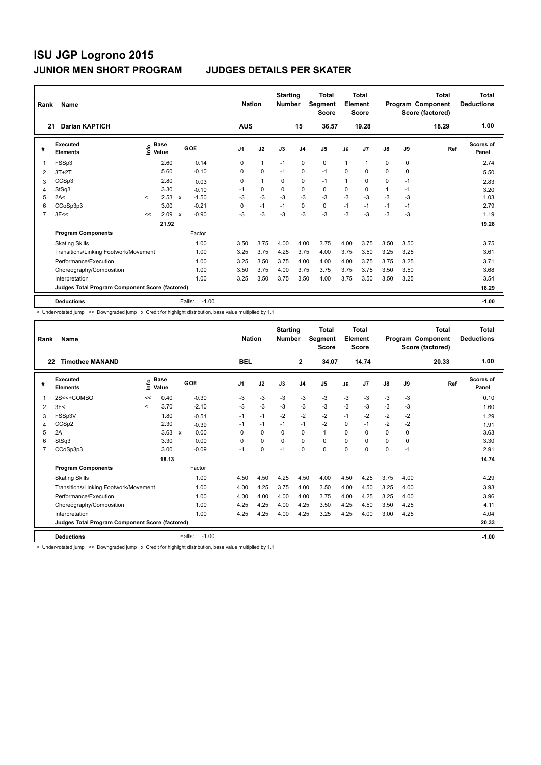# ISU JGP Logrono 2015

## JUNIOR MEN SHORT PROGRAM    JUDGES DETAILS PER SKATER

| Rank | Name | Nation | Starting Number | Total Segment Score | Total Element Score | Total Program Component Score (factored) | Total Deductions |
|---|---|---|---|---|---|---|---|
| 21 | Darian KAPTICH | AUS | 15 | 36.57 | 19.28 | 18.29 | 1.00 |

| # | Executed Elements | Info | Base Value | | GOE | J1 | J2 | J3 | J4 | J5 | J6 | J7 | J8 | J9 | Ref | Scores of Panel |
|---|---|---|---|---|---|---|---|---|---|---|---|---|---|---|---|---|
| 1 | FSSp3 | | 2.60 | | 0.14 | 0 | 1 | -1 | 0 | 0 | 1 | 1 | 0 | 0 | | 2.74 |
| 2 | 3T+2T | | 5.60 | | -0.10 | 0 | 0 | -1 | 0 | -1 | 0 | 0 | 0 | 0 | | 5.50 |
| 3 | CCSp3 | | 2.80 | | 0.03 | 0 | 1 | 0 | 0 | -1 | 1 | 0 | 0 | -1 | | 2.83 |
| 4 | StSq3 | | 3.30 | | -0.10 | -1 | 0 | 0 | 0 | 0 | 0 | 0 | 1 | -1 | | 3.20 |
| 5 | 2A< | < | 2.53 | x | -1.50 | -3 | -3 | -3 | -3 | -3 | -3 | -3 | -3 | -3 | | 1.03 |
| 6 | CCoSp3p3 | | 3.00 | | -0.21 | 0 | -1 | -1 | 0 | 0 | -1 | -1 | -1 | -1 | | 2.79 |
| 7 | 3F<< | << | 2.09 | x | -0.90 | -3 | -3 | -3 | -3 | -3 | -3 | -3 | -3 | -3 | | 1.19 |
| | | | 21.92 | | | | | | | | | | | | | 19.28 |
| | **Program Components** | | | | Factor | | | | | | | | | | | |
| | Skating Skills | | | | 1.00 | 3.50 | 3.75 | 4.00 | 4.00 | 3.75 | 4.00 | 3.75 | 3.50 | 3.50 | | 3.75 |
| | Transitions/Linking Footwork/Movement | | | | 1.00 | 3.25 | 3.75 | 4.25 | 3.75 | 4.00 | 3.75 | 3.50 | 3.25 | 3.25 | | 3.61 |
| | Performance/Execution | | | | 1.00 | 3.25 | 3.50 | 3.75 | 4.00 | 4.00 | 4.00 | 3.75 | 3.75 | 3.25 | | 3.71 |
| | Choreography/Composition | | | | 1.00 | 3.50 | 3.75 | 4.00 | 3.75 | 3.75 | 3.75 | 3.75 | 3.50 | 3.50 | | 3.68 |
| | Interpretation | | | | 1.00 | 3.25 | 3.50 | 3.75 | 3.50 | 4.00 | 3.75 | 3.50 | 3.50 | 3.25 | | 3.54 |
| | Judges Total Program Component Score (factored) | | | | | | | | | | | | | | | 18.29 |
| | **Deductions** | | | | Falls: -1.00 | | | | | | | | | | | -1.00 |

< Under-rotated jump << Downgraded jump x Credit for highlight distribution, base value multiplied by 1.1

| Rank | Name | Nation | Starting Number | Total Segment Score | Total Element Score | Total Program Component Score (factored) | Total Deductions |
|---|---|---|---|---|---|---|---|
| 22 | Timothee MANAND | BEL | 2 | 34.07 | 14.74 | 20.33 | 1.00 |

| # | Executed Elements | Info | Base Value | | GOE | J1 | J2 | J3 | J4 | J5 | J6 | J7 | J8 | J9 | Ref | Scores of Panel |
|---|---|---|---|---|---|---|---|---|---|---|---|---|---|---|---|---|
| 1 | 2S<<+COMBO | << | 0.40 | | -0.30 | -3 | -3 | -3 | -3 | -3 | -3 | -3 | -3 | -3 | | 0.10 |
| 2 | 3F< | < | 3.70 | | -2.10 | -3 | -3 | -3 | -3 | -3 | -3 | -3 | -3 | -3 | | 1.60 |
| 3 | FSSp3V | | 1.80 | | -0.51 | -1 | -1 | -2 | -2 | -2 | -1 | -2 | -2 | -2 | | 1.29 |
| 4 | CCSp2 | | 2.30 | | -0.39 | -1 | -1 | -1 | -1 | -2 | 0 | -1 | -2 | -2 | | 1.91 |
| 5 | 2A | | 3.63 | x | 0.00 | 0 | 0 | 0 | 0 | 1 | 0 | 0 | 0 | 0 | | 3.63 |
| 6 | StSq3 | | 3.30 | | 0.00 | 0 | 0 | 0 | 0 | 0 | 0 | 0 | 0 | 0 | | 3.30 |
| 7 | CCoSp3p3 | | 3.00 | | -0.09 | -1 | 0 | -1 | 0 | 0 | 0 | 0 | 0 | -1 | | 2.91 |
| | | | 18.13 | | | | | | | | | | | | | 14.74 |
| | **Program Components** | | | | Factor | | | | | | | | | | | |
| | Skating Skills | | | | 1.00 | 4.50 | 4.50 | 4.25 | 4.50 | 4.00 | 4.50 | 4.25 | 3.75 | 4.00 | | 4.29 |
| | Transitions/Linking Footwork/Movement | | | | 1.00 | 4.00 | 4.25 | 3.75 | 4.00 | 3.50 | 4.00 | 4.50 | 3.25 | 4.00 | | 3.93 |
| | Performance/Execution | | | | 1.00 | 4.00 | 4.00 | 4.00 | 4.00 | 3.75 | 4.00 | 4.25 | 3.25 | 4.00 | | 3.96 |
| | Choreography/Composition | | | | 1.00 | 4.25 | 4.25 | 4.00 | 4.25 | 3.50 | 4.25 | 4.50 | 3.50 | 4.25 | | 4.11 |
| | Interpretation | | | | 1.00 | 4.25 | 4.25 | 4.00 | 4.25 | 3.25 | 4.25 | 4.00 | 3.00 | 4.25 | | 4.04 |
| | Judges Total Program Component Score (factored) | | | | | | | | | | | | | | | 20.33 |
| | **Deductions** | | | | Falls: -1.00 | | | | | | | | | | | -1.00 |

< Under-rotated jump << Downgraded jump x Credit for highlight distribution, base value multiplied by 1.1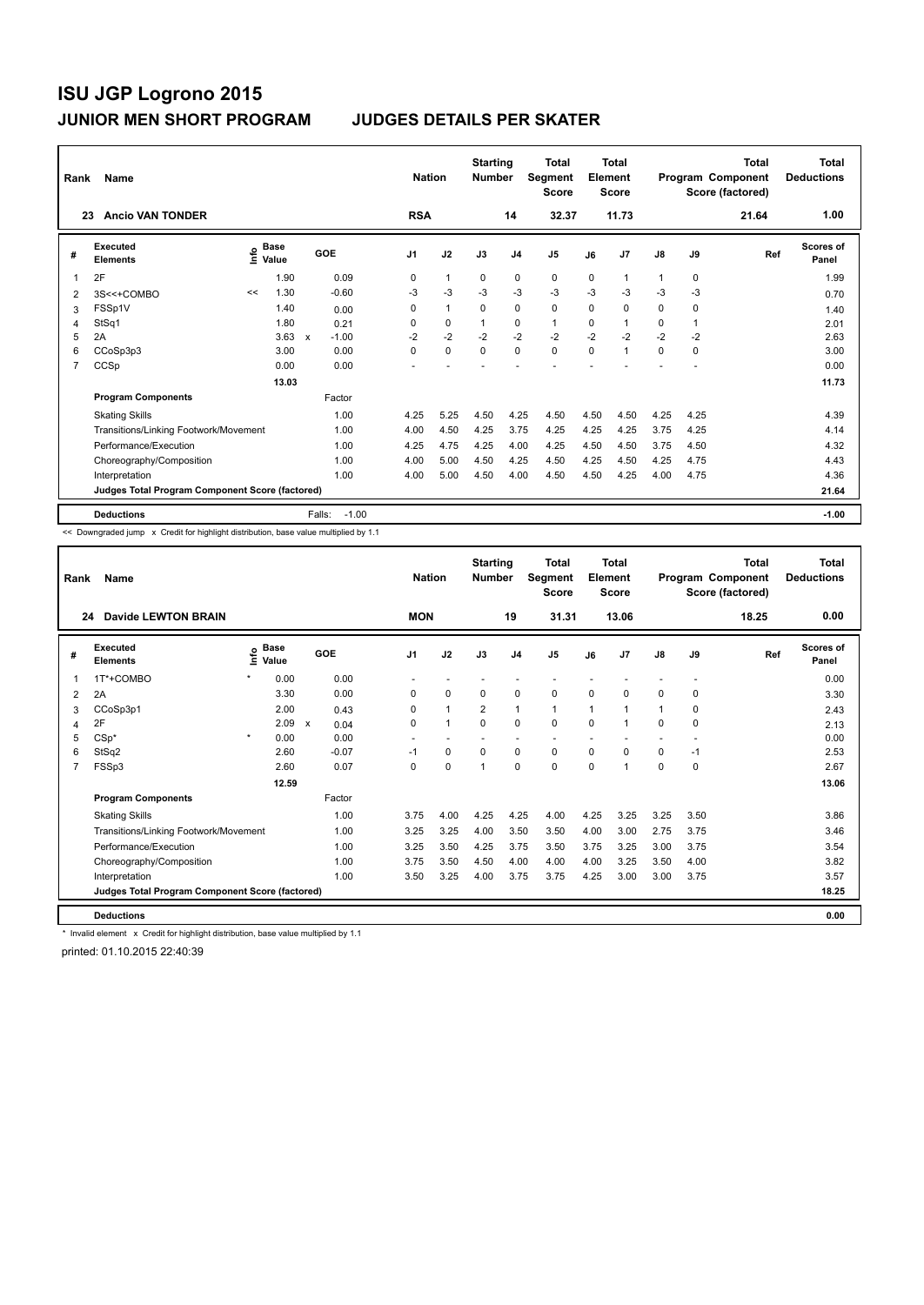# ISU JGP Logrono 2015

## JUNIOR MEN SHORT PROGRAM JUDGES DETAILS PER SKATER

| Rank | Name | Nation | Starting Number | Total Segment Score | Total Element Score | Total Program Component Score (factored) | Total Deductions |
|---|---|---|---|---|---|---|---|
| 23 | Ancio VAN TONDER | RSA | 14 | 32.37 | 11.73 | 21.64 | 1.00 |

| # | Executed Elements | Info | Base Value | | GOE | J1 | J2 | J3 | J4 | J5 | J6 | J7 | J8 | J9 | Ref | Scores of Panel |
|---|---|---|---|---|---|---|---|---|---|---|---|---|---|---|---|---|
| 1 | 2F | | 1.90 | | 0.09 | 0 | 1 | 0 | 0 | 0 | 0 | 1 | 1 | 0 | | 1.99 |
| 2 | 3S<<+COMBO | << | 1.30 | | -0.60 | -3 | -3 | -3 | -3 | -3 | -3 | -3 | -3 | -3 | | 0.70 |
| 3 | FSSp1V | | 1.40 | | 0.00 | 0 | 1 | 0 | 0 | 0 | 0 | 0 | 0 | 0 | | 1.40 |
| 4 | StSq1 | | 1.80 | | 0.21 | 0 | 0 | 1 | 0 | 1 | 0 | 1 | 0 | 1 | | 2.01 |
| 5 | 2A | | 3.63 | x | -1.00 | -2 | -2 | -2 | -2 | -2 | -2 | -2 | -2 | -2 | | 2.63 |
| 6 | CCoSp3p3 | | 3.00 | | 0.00 | 0 | 0 | 0 | 0 | 0 | 0 | 1 | 0 | 0 | | 3.00 |
| 7 | CCSp | | 0.00 | | 0.00 | - | - | - | - | - | - | - | - | - | | 0.00 |
| | | | 13.03 | | | | | | | | | | | | | 11.73 |
| | **Program Components** | | | | Factor | | | | | | | | | | | |
| | Skating Skills | | | | 1.00 | 4.25 | 5.25 | 4.50 | 4.25 | 4.50 | 4.50 | 4.50 | 4.25 | 4.25 | | 4.39 |
| | Transitions/Linking Footwork/Movement | | | | 1.00 | 4.00 | 4.50 | 4.25 | 3.75 | 4.25 | 4.25 | 4.25 | 3.75 | 4.25 | | 4.14 |
| | Performance/Execution | | | | 1.00 | 4.25 | 4.75 | 4.25 | 4.00 | 4.25 | 4.50 | 4.50 | 3.75 | 4.50 | | 4.32 |
| | Choreography/Composition | | | | 1.00 | 4.00 | 5.00 | 4.50 | 4.25 | 4.50 | 4.25 | 4.50 | 4.25 | 4.75 | | 4.43 |
| | Interpretation | | | | 1.00 | 4.00 | 5.00 | 4.50 | 4.00 | 4.50 | 4.50 | 4.25 | 4.00 | 4.75 | | 4.36 |
| | **Judges Total Program Component Score (factored)** | | | | | | | | | | | | | | | 21.64 |
| | **Deductions** | | | | Falls: -1.00 | | | | | | | | | | | -1.00 |

<< Downgraded jump x Credit for highlight distribution, base value multiplied by 1.1

| Rank | Name | Nation | Starting Number | Total Segment Score | Total Element Score | Total Program Component Score (factored) | Total Deductions |
|---|---|---|---|---|---|---|---|
| 24 | Davide LEWTON BRAIN | MON | 19 | 31.31 | 13.06 | 18.25 | 0.00 |

| # | Executed Elements | Info | Base Value | | GOE | J1 | J2 | J3 | J4 | J5 | J6 | J7 | J8 | J9 | Ref | Scores of Panel |
|---|---|---|---|---|---|---|---|---|---|---|---|---|---|---|---|---|
| 1 | 1T*+COMBO | * | 0.00 | | 0.00 | - | - | - | - | - | - | - | - | - | | 0.00 |
| 2 | 2A | | 3.30 | | 0.00 | 0 | 0 | 0 | 0 | 0 | 0 | 0 | 0 | 0 | | 3.30 |
| 3 | CCoSp3p1 | | 2.00 | | 0.43 | 0 | 1 | 2 | 1 | 1 | 1 | 1 | 1 | 0 | | 2.43 |
| 4 | 2F | | 2.09 | x | 0.04 | 0 | 1 | 0 | 0 | 0 | 0 | 1 | 0 | 0 | | 2.13 |
| 5 | CSp* | * | 0.00 | | 0.00 | - | - | - | - | - | - | - | - | - | | 0.00 |
| 6 | StSq2 | | 2.60 | | -0.07 | -1 | 0 | 0 | 0 | 0 | 0 | 0 | 0 | -1 | | 2.53 |
| 7 | FSSp3 | | 2.60 | | 0.07 | 0 | 0 | 1 | 0 | 0 | 0 | 1 | 0 | 0 | | 2.67 |
| | | | 12.59 | | | | | | | | | | | | | 13.06 |
| | **Program Components** | | | | Factor | | | | | | | | | | | |
| | Skating Skills | | | | 1.00 | 3.75 | 4.00 | 4.25 | 4.25 | 4.00 | 4.25 | 3.25 | 3.25 | 3.50 | | 3.86 |
| | Transitions/Linking Footwork/Movement | | | | 1.00 | 3.25 | 3.25 | 4.00 | 3.50 | 3.50 | 4.00 | 3.00 | 2.75 | 3.75 | | 3.46 |
| | Performance/Execution | | | | 1.00 | 3.25 | 3.50 | 4.25 | 3.75 | 3.50 | 3.75 | 3.25 | 3.00 | 3.75 | | 3.54 |
| | Choreography/Composition | | | | 1.00 | 3.75 | 3.50 | 4.50 | 4.00 | 4.00 | 4.00 | 3.25 | 3.50 | 4.00 | | 3.82 |
| | Interpretation | | | | 1.00 | 3.50 | 3.25 | 4.00 | 3.75 | 3.75 | 4.25 | 3.00 | 3.00 | 3.75 | | 3.57 |
| | **Judges Total Program Component Score (factored)** | | | | | | | | | | | | | | | 18.25 |
| | **Deductions** | | | | | | | | | | | | | | | 0.00 |

* Invalid element x Credit for highlight distribution, base value multiplied by 1.1

printed: 01.10.2015 22:40:39